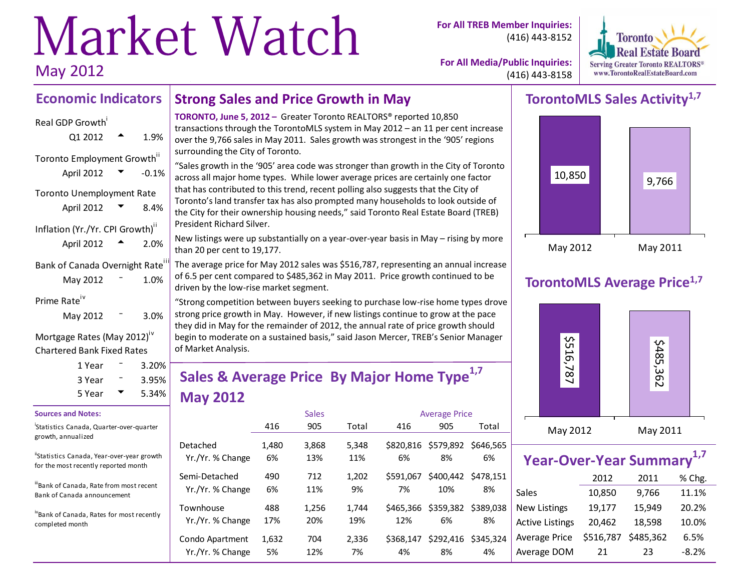# Market Watch

May 2012

For All TREB Member Inquiries: (416) 443-8152

For All Media/Public Inquiries: (416) 443-8158

Toronto Real Estate Board
Serving Greater Toronto REALTORS®
www.TorontoRealEstateBoard.com

## Economic Indicators

Real GDP Growth[i]

| | | |
|---|---|---|
| Q1 2012 | ▲ | 1.9% |

Toronto Employment Growth[ii]

| | | |
|---|---|---|
| April 2012 | ▼ | -0.1% |

Toronto Unemployment Rate

| | | |
|---|---|---|
| April 2012 | ▼ | 8.4% |

Inflation (Yr./Yr. CPI Growth)[ii]

| | | |
|---|---|---|
| April 2012 | ▲ | 2.0% |

Bank of Canada Overnight Rate[iii]

| | | |
|---|---|---|
| May 2012 | – | 1.0% |

Prime Rate[iv]

| | | |
|---|---|---|
| May 2012 | – | 3.0% |

Mortgage Rates (May 2012)[iv]
Chartered Bank Fixed Rates

| | | |
|---|---|---|
| 1 Year | – | 3.20% |
| 3 Year | – | 3.95% |
| 5 Year | ▼ | 5.34% |

**Sources and Notes:**

[i] Statistics Canada, Quarter-over-quarter growth, annualized

[ii] Statistics Canada, Year-over-year growth for the most recently reported month

[iii] Bank of Canada, Rate from most recent Bank of Canada announcement

[iv] Bank of Canada, Rates for most recently completed month

## Strong Sales and Price Growth in May

**TORONTO, June 5, 2012 –** Greater Toronto REALTORS® reported 10,850 transactions through the TorontoMLS system in May 2012 – an 11 per cent increase over the 9,766 sales in May 2011. Sales growth was strongest in the '905' regions surrounding the City of Toronto.

"Sales growth in the '905' area code was stronger than growth in the City of Toronto across all major home types. While lower average prices are certainly one factor that has contributed to this trend, recent polling also suggests that the City of Toronto's land transfer tax has also prompted many households to look outside of the City for their ownership housing needs," said Toronto Real Estate Board (TREB) President Richard Silver.

New listings were up substantially on a year-over-year basis in May – rising by more than 20 per cent to 19,177.

The average price for May 2012 sales was $516,787, representing an annual increase of 6.5 per cent compared to $485,362 in May 2011. Price growth continued to be driven by the low-rise market segment.

"Strong competition between buyers seeking to purchase low-rise home types drove strong price growth in May. However, if new listings continue to grow at the pace they did in May for the remainder of 2012, the annual rate of price growth should begin to moderate on a sustained basis," said Jason Mercer, TREB's Senior Manager of Market Analysis.

## Sales & Average Price By Major Home Type[1,7] May 2012

| | Sales | | | Average Price | | |
|---|---|---|---|---|---|---|
| | 416 | 905 | Total | 416 | 905 | Total |
| Detached | 1,480 | 3,868 | 5,348 | $820,816 | $579,892 | $646,565 |
| Yr./Yr. % Change | 6% | 13% | 11% | 6% | 8% | 6% |
| Semi-Detached | 490 | 712 | 1,202 | $591,067 | $400,442 | $478,151 |
| Yr./Yr. % Change | 6% | 11% | 9% | 7% | 10% | 8% |
| Townhouse | 488 | 1,256 | 1,744 | $465,366 | $359,382 | $389,038 |
| Yr./Yr. % Change | 17% | 20% | 19% | 12% | 6% | 8% |
| Condo Apartment | 1,632 | 704 | 2,336 | $368,147 | $292,416 | $345,324 |
| Yr./Yr. % Change | 5% | 12% | 7% | 4% | 8% | 4% |

## TorontoMLS Sales Activity[1,7]

| May 2012 | May 2011 |
|---|---|
| 10,850 | 9,766 |

## TorontoMLS Average Price[1,7]

| May 2012 | May 2011 |
|---|---|
| $516,787 | $485,362 |

## Year-Over-Year Summary[1,7]

| | 2012 | 2011 | % Chg. |
|---|---|---|---|
| Sales | 10,850 | 9,766 | 11.1% |
| New Listings | 19,177 | 15,949 | 20.2% |
| Active Listings | 20,462 | 18,598 | 10.0% |
| Average Price | $516,787 | $485,362 | 6.5% |
| Average DOM | 21 | 23 | -8.2% |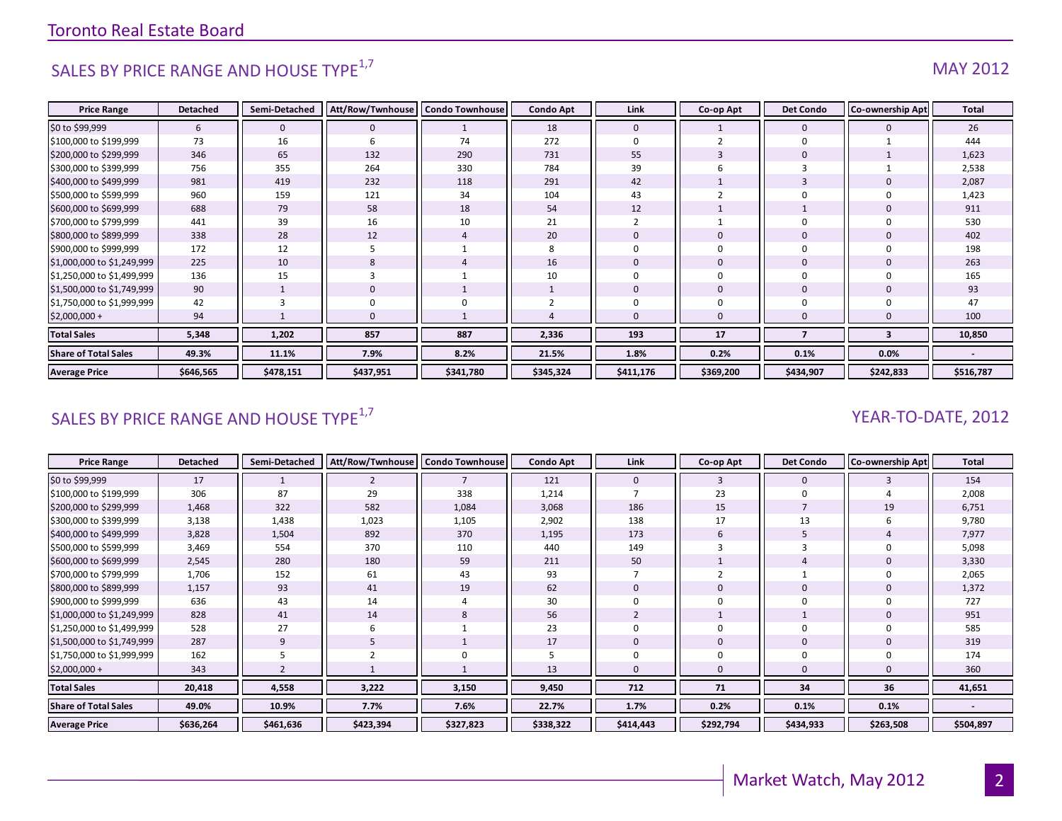## SALES BY PRICE RANGE AND HOUSE TYPE[1,7]

MAY 2012

| Price Range | Detached | Semi-Detached | Att/Row/Twnhouse | Condo Townhouse | Condo Apt | Link | Co-op Apt | Det Condo | Co-ownership Apt | Total |
|---|---|---|---|---|---|---|---|---|---|---|
| $0 to $99,999 | 6 | 0 | 0 | 1 | 18 | 0 | 1 | 0 | 0 | 26 |
| $100,000 to $199,999 | 73 | 16 | 6 | 74 | 272 | 0 | 2 | 0 | 1 | 444 |
| $200,000 to $299,999 | 346 | 65 | 132 | 290 | 731 | 55 | 3 | 0 | 1 | 1,623 |
| $300,000 to $399,999 | 756 | 355 | 264 | 330 | 784 | 39 | 6 | 3 | 1 | 2,538 |
| $400,000 to $499,999 | 981 | 419 | 232 | 118 | 291 | 42 | 1 | 3 | 0 | 2,087 |
| $500,000 to $599,999 | 960 | 159 | 121 | 34 | 104 | 43 | 2 | 0 | 0 | 1,423 |
| $600,000 to $699,999 | 688 | 79 | 58 | 18 | 54 | 12 | 1 | 1 | 0 | 911 |
| $700,000 to $799,999 | 441 | 39 | 16 | 10 | 21 | 2 | 1 | 0 | 0 | 530 |
| $800,000 to $899,999 | 338 | 28 | 12 | 4 | 20 | 0 | 0 | 0 | 0 | 402 |
| $900,000 to $999,999 | 172 | 12 | 5 | 1 | 8 | 0 | 0 | 0 | 0 | 198 |
| $1,000,000 to $1,249,999 | 225 | 10 | 8 | 4 | 16 | 0 | 0 | 0 | 0 | 263 |
| $1,250,000 to $1,499,999 | 136 | 15 | 3 | 1 | 10 | 0 | 0 | 0 | 0 | 165 |
| $1,500,000 to $1,749,999 | 90 | 1 | 0 | 1 | 1 | 0 | 0 | 0 | 0 | 93 |
| $1,750,000 to $1,999,999 | 42 | 3 | 0 | 0 | 2 | 0 | 0 | 0 | 0 | 47 |
| $2,000,000 + | 94 | 1 | 0 | 1 | 4 | 0 | 0 | 0 | 0 | 100 |
| **Total Sales** | **5,348** | **1,202** | **857** | **887** | **2,336** | **193** | **17** | **7** | **3** | **10,850** |
| **Share of Total Sales** | **49.3%** | **11.1%** | **7.9%** | **8.2%** | **21.5%** | **1.8%** | **0.2%** | **0.1%** | **0.0%** | **-** |
| **Average Price** | **$646,565** | **$478,151** | **$437,951** | **$341,780** | **$345,324** | **$411,176** | **$369,200** | **$434,907** | **$242,833** | **$516,787** |

## SALES BY PRICE RANGE AND HOUSE TYPE[1,7]

YEAR-TO-DATE, 2012

| Price Range | Detached | Semi-Detached | Att/Row/Twnhouse | Condo Townhouse | Condo Apt | Link | Co-op Apt | Det Condo | Co-ownership Apt | Total |
|---|---|---|---|---|---|---|---|---|---|---|
| $0 to $99,999 | 17 | 1 | 2 | 7 | 121 | 0 | 3 | 0 | 3 | 154 |
| $100,000 to $199,999 | 306 | 87 | 29 | 338 | 1,214 | 7 | 23 | 0 | 4 | 2,008 |
| $200,000 to $299,999 | 1,468 | 322 | 582 | 1,084 | 3,068 | 186 | 15 | 7 | 19 | 6,751 |
| $300,000 to $399,999 | 3,138 | 1,438 | 1,023 | 1,105 | 2,902 | 138 | 17 | 13 | 6 | 9,780 |
| $400,000 to $499,999 | 3,828 | 1,504 | 892 | 370 | 1,195 | 173 | 6 | 5 | 4 | 7,977 |
| $500,000 to $599,999 | 3,469 | 554 | 370 | 110 | 440 | 149 | 3 | 3 | 0 | 5,098 |
| $600,000 to $699,999 | 2,545 | 280 | 180 | 59 | 211 | 50 | 1 | 4 | 0 | 3,330 |
| $700,000 to $799,999 | 1,706 | 152 | 61 | 43 | 93 | 7 | 2 | 1 | 0 | 2,065 |
| $800,000 to $899,999 | 1,157 | 93 | 41 | 19 | 62 | 0 | 0 | 0 | 0 | 1,372 |
| $900,000 to $999,999 | 636 | 43 | 14 | 4 | 30 | 0 | 0 | 0 | 0 | 727 |
| $1,000,000 to $1,249,999 | 828 | 41 | 14 | 8 | 56 | 2 | 1 | 1 | 0 | 951 |
| $1,250,000 to $1,499,999 | 528 | 27 | 6 | 1 | 23 | 0 | 0 | 0 | 0 | 585 |
| $1,500,000 to $1,749,999 | 287 | 9 | 5 | 1 | 17 | 0 | 0 | 0 | 0 | 319 |
| $1,750,000 to $1,999,999 | 162 | 5 | 2 | 0 | 5 | 0 | 0 | 0 | 0 | 174 |
| $2,000,000 + | 343 | 2 | 1 | 1 | 13 | 0 | 0 | 0 | 0 | 360 |
| **Total Sales** | **20,418** | **4,558** | **3,222** | **3,150** | **9,450** | **712** | **71** | **34** | **36** | **41,651** |
| **Share of Total Sales** | **49.0%** | **10.9%** | **7.7%** | **7.6%** | **22.7%** | **1.7%** | **0.2%** | **0.1%** | **0.1%** | **-** |
| **Average Price** | **$636,264** | **$461,636** | **$423,394** | **$327,823** | **$338,322** | **$414,443** | **$292,794** | **$434,933** | **$263,508** | **$504,897** |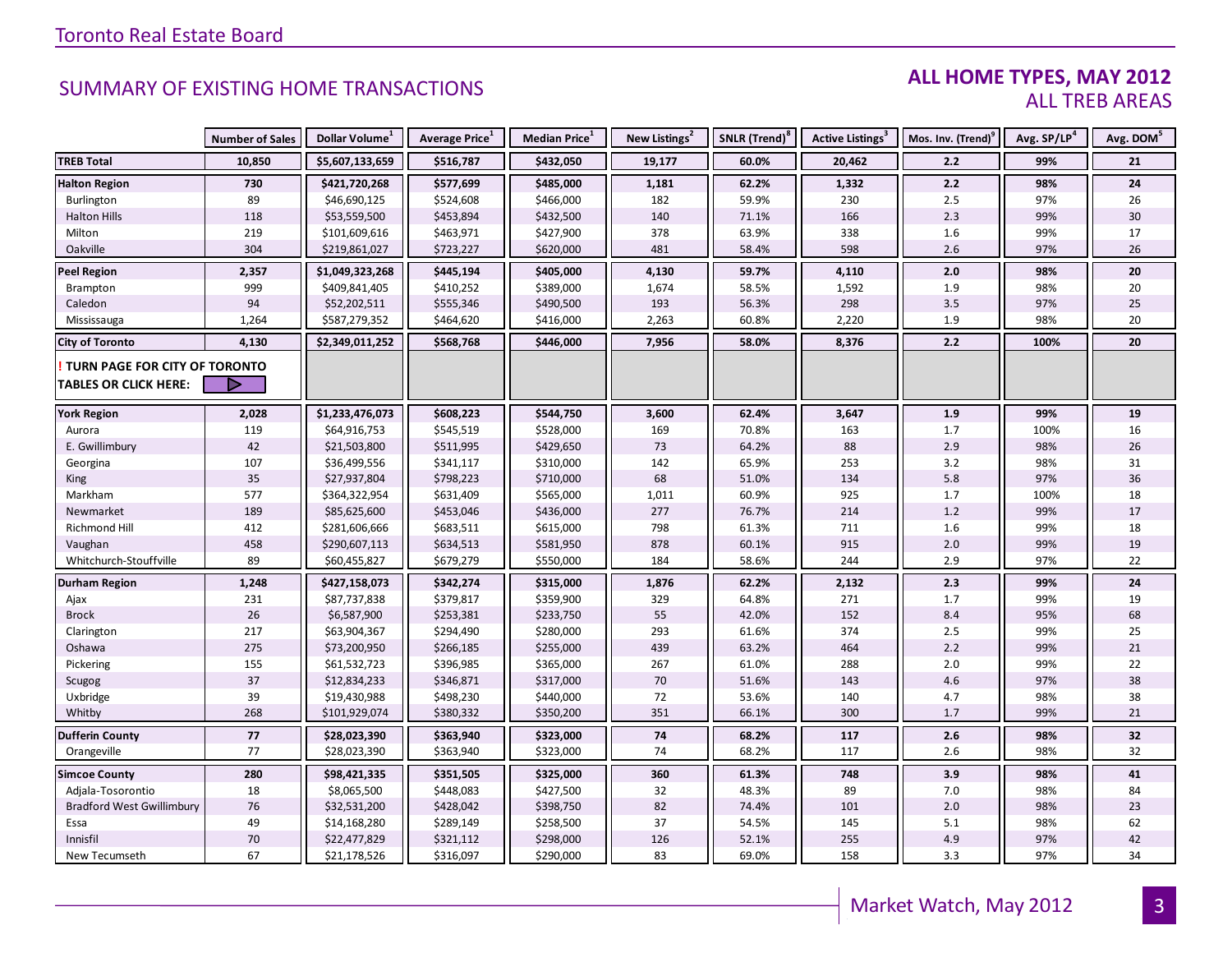## SUMMARY OF EXISTING HOME TRANSACTIONS

### ALL HOME TYPES, MAY 2012
### ALL TREB AREAS

| | Number of Sales | Dollar Volume[1] | Average Price[1] | Median Price[1] | New Listings[2] | SNLR (Trend)[8] | Active Listings[3] | Mos. Inv. (Trend)[9] | Avg. SP/LP[4] | Avg. DOM[5] |
|---|---|---|---|---|---|---|---|---|---|---|
| **TREB Total** | **10,850** | **$5,607,133,659** | **$516,787** | **$432,050** | **19,177** | **60.0%** | **20,462** | **2.2** | **99%** | **21** |
| **Halton Region** | **730** | **$421,720,268** | **$577,699** | **$485,000** | **1,181** | **62.2%** | **1,332** | **2.2** | **98%** | **24** |
| Burlington | 89 | $46,690,125 | $524,608 | $466,000 | 182 | 59.9% | 230 | 2.5 | 97% | 26 |
| Halton Hills | 118 | $53,559,500 | $453,894 | $432,500 | 140 | 71.1% | 166 | 2.3 | 99% | 30 |
| Milton | 219 | $101,609,616 | $463,971 | $427,900 | 378 | 63.9% | 338 | 1.6 | 99% | 17 |
| Oakville | 304 | $219,861,027 | $723,227 | $620,000 | 481 | 58.4% | 598 | 2.6 | 97% | 26 |
| **Peel Region** | **2,357** | **$1,049,323,268** | **$445,194** | **$405,000** | **4,130** | **59.7%** | **4,110** | **2.0** | **98%** | **20** |
| Brampton | 999 | $409,841,405 | $410,252 | $389,000 | 1,674 | 58.5% | 1,592 | 1.9 | 98% | 20 |
| Caledon | 94 | $52,202,511 | $555,346 | $490,500 | 193 | 56.3% | 298 | 3.5 | 97% | 25 |
| Mississauga | 1,264 | $587,279,352 | $464,620 | $416,000 | 2,263 | 60.8% | 2,220 | 1.9 | 98% | 20 |
| **City of Toronto** | **4,130** | **$2,349,011,252** | **$568,768** | **$446,000** | **7,956** | **58.0%** | **8,376** | **2.2** | **100%** | **20** |
| **! TURN PAGE FOR CITY OF TORONTO TABLES OR CLICK HERE:** | | | | | | | | | | |
| **York Region** | **2,028** | **$1,233,476,073** | **$608,223** | **$544,750** | **3,600** | **62.4%** | **3,647** | **1.9** | **99%** | **19** |
| Aurora | 119 | $64,916,753 | $545,519 | $528,000 | 169 | 70.8% | 163 | 1.7 | 100% | 16 |
| E. Gwillimbury | 42 | $21,503,800 | $511,995 | $429,650 | 73 | 64.2% | 88 | 2.9 | 98% | 26 |
| Georgina | 107 | $36,499,556 | $341,117 | $310,000 | 142 | 65.9% | 253 | 3.2 | 98% | 31 |
| King | 35 | $27,937,804 | $798,223 | $710,000 | 68 | 51.0% | 134 | 5.8 | 97% | 36 |
| Markham | 577 | $364,322,954 | $631,409 | $565,000 | 1,011 | 60.9% | 925 | 1.7 | 100% | 18 |
| Newmarket | 189 | $85,625,600 | $453,046 | $436,000 | 277 | 76.7% | 214 | 1.2 | 99% | 17 |
| Richmond Hill | 412 | $281,606,666 | $683,511 | $615,000 | 798 | 61.3% | 711 | 1.6 | 99% | 18 |
| Vaughan | 458 | $290,607,113 | $634,513 | $581,950 | 878 | 60.1% | 915 | 2.0 | 99% | 19 |
| Whitchurch-Stouffville | 89 | $60,455,827 | $679,279 | $550,000 | 184 | 58.6% | 244 | 2.9 | 97% | 22 |
| **Durham Region** | **1,248** | **$427,158,073** | **$342,274** | **$315,000** | **1,876** | **62.2%** | **2,132** | **2.3** | **99%** | **24** |
| Ajax | 231 | $87,737,838 | $379,817 | $359,900 | 329 | 64.8% | 271 | 1.7 | 99% | 19 |
| Brock | 26 | $6,587,900 | $253,381 | $233,750 | 55 | 42.0% | 152 | 8.4 | 95% | 68 |
| Clarington | 217 | $63,904,367 | $294,490 | $280,000 | 293 | 61.6% | 374 | 2.5 | 99% | 25 |
| Oshawa | 275 | $73,200,950 | $266,185 | $255,000 | 439 | 63.2% | 464 | 2.2 | 99% | 21 |
| Pickering | 155 | $61,532,723 | $396,985 | $365,000 | 267 | 61.0% | 288 | 2.0 | 99% | 22 |
| Scugog | 37 | $12,834,233 | $346,871 | $317,000 | 70 | 51.6% | 143 | 4.6 | 97% | 38 |
| Uxbridge | 39 | $19,430,988 | $498,230 | $440,000 | 72 | 53.6% | 140 | 4.7 | 98% | 38 |
| Whitby | 268 | $101,929,074 | $380,332 | $350,200 | 351 | 66.1% | 300 | 1.7 | 99% | 21 |
| **Dufferin County** | **77** | **$28,023,390** | **$363,940** | **$323,000** | **74** | **68.2%** | **117** | **2.6** | **98%** | **32** |
| Orangeville | 77 | $28,023,390 | $363,940 | $323,000 | 74 | 68.2% | 117 | 2.6 | 98% | 32 |
| **Simcoe County** | **280** | **$98,421,335** | **$351,505** | **$325,000** | **360** | **61.3%** | **748** | **3.9** | **98%** | **41** |
| Adjala-Tosorontio | 18 | $8,065,500 | $448,083 | $427,500 | 32 | 48.3% | 89 | 7.0 | 98% | 84 |
| Bradford West Gwillimbury | 76 | $32,531,200 | $428,042 | $398,750 | 82 | 74.4% | 101 | 2.0 | 98% | 23 |
| Essa | 49 | $14,168,280 | $289,149 | $258,500 | 37 | 54.5% | 145 | 5.1 | 98% | 62 |
| Innisfil | 70 | $22,477,829 | $321,112 | $298,000 | 126 | 52.1% | 255 | 4.9 | 97% | 42 |
| New Tecumseth | 67 | $21,178,526 | $316,097 | $290,000 | 83 | 69.0% | 158 | 3.3 | 97% | 34 |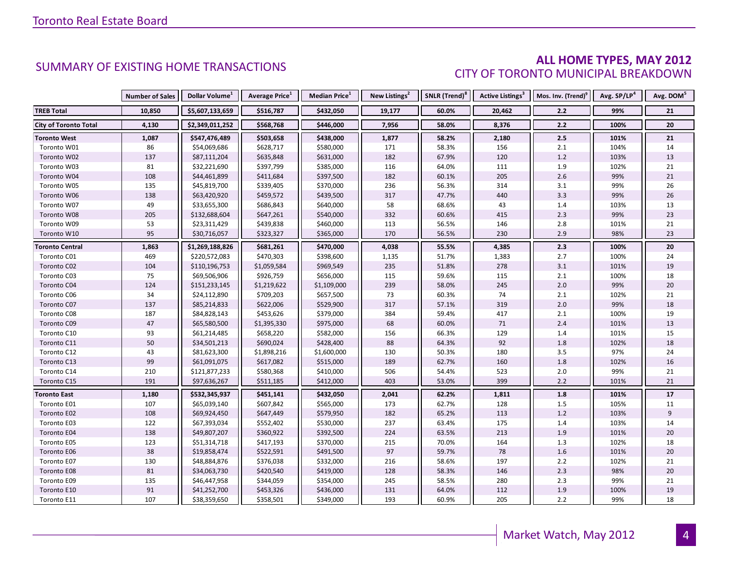## SUMMARY OF EXISTING HOME TRANSACTIONS

## ALL HOME TYPES, MAY 2012
### CITY OF TORONTO MUNICIPAL BREAKDOWN

| | Number of Sales | Dollar Volume[1] | Average Price[1] | Median Price[1] | New Listings[2] | SNLR (Trend)[8] | Active Listings[3] | Mos. Inv. (Trend)[9] | Avg. SP/LP[4] | Avg. DOM[5] |
|---|---|---|---|---|---|---|---|---|---|---|
| **TREB Total** | **10,850** | **$5,607,133,659** | **$516,787** | **$432,050** | **19,177** | **60.0%** | **20,462** | **2.2** | **99%** | **21** |
| **City of Toronto Total** | **4,130** | **$2,349,011,252** | **$568,768** | **$446,000** | **7,956** | **58.0%** | **8,376** | **2.2** | **100%** | **20** |
| **Toronto West** | **1,087** | **$547,476,489** | **$503,658** | **$438,000** | **1,877** | **58.2%** | **2,180** | **2.5** | **101%** | **21** |
| Toronto W01 | 86 | $54,069,686 | $628,717 | $580,000 | 171 | 58.3% | 156 | 2.1 | 104% | 14 |
| Toronto W02 | 137 | $87,111,204 | $635,848 | $631,000 | 182 | 67.9% | 120 | 1.2 | 103% | 13 |
| Toronto W03 | 81 | $32,221,690 | $397,799 | $385,000 | 116 | 64.0% | 111 | 1.9 | 102% | 21 |
| Toronto W04 | 108 | $44,461,899 | $411,684 | $397,500 | 182 | 60.1% | 205 | 2.6 | 99% | 21 |
| Toronto W05 | 135 | $45,819,700 | $339,405 | $370,000 | 236 | 56.3% | 314 | 3.1 | 99% | 26 |
| Toronto W06 | 138 | $63,420,920 | $459,572 | $439,500 | 317 | 47.7% | 440 | 3.3 | 99% | 26 |
| Toronto W07 | 49 | $33,655,300 | $686,843 | $640,000 | 58 | 68.6% | 43 | 1.4 | 103% | 13 |
| Toronto W08 | 205 | $132,688,604 | $647,261 | $540,000 | 332 | 60.6% | 415 | 2.3 | 99% | 23 |
| Toronto W09 | 53 | $23,311,429 | $439,838 | $460,000 | 113 | 56.5% | 146 | 2.8 | 101% | 21 |
| Toronto W10 | 95 | $30,716,057 | $323,327 | $365,000 | 170 | 56.5% | 230 | 2.9 | 98% | 23 |
| **Toronto Central** | **1,863** | **$1,269,188,826** | **$681,261** | **$470,000** | **4,038** | **55.5%** | **4,385** | **2.3** | **100%** | **20** |
| Toronto C01 | 469 | $220,572,083 | $470,303 | $398,600 | 1,135 | 51.7% | 1,383 | 2.7 | 100% | 24 |
| Toronto C02 | 104 | $110,196,753 | $1,059,584 | $969,549 | 235 | 51.8% | 278 | 3.1 | 101% | 19 |
| Toronto C03 | 75 | $69,506,906 | $926,759 | $656,000 | 115 | 59.6% | 115 | 2.1 | 100% | 18 |
| Toronto C04 | 124 | $151,233,145 | $1,219,622 | $1,109,000 | 239 | 58.0% | 245 | 2.0 | 99% | 20 |
| Toronto C06 | 34 | $24,112,890 | $709,203 | $657,500 | 73 | 60.3% | 74 | 2.1 | 102% | 21 |
| Toronto C07 | 137 | $85,214,833 | $622,006 | $529,900 | 317 | 57.1% | 319 | 2.0 | 99% | 18 |
| Toronto C08 | 187 | $84,828,143 | $453,626 | $379,000 | 384 | 59.4% | 417 | 2.1 | 100% | 19 |
| Toronto C09 | 47 | $65,580,500 | $1,395,330 | $975,000 | 68 | 60.0% | 71 | 2.4 | 101% | 13 |
| Toronto C10 | 93 | $61,214,485 | $658,220 | $582,000 | 156 | 66.3% | 129 | 1.4 | 101% | 15 |
| Toronto C11 | 50 | $34,501,213 | $690,024 | $428,400 | 88 | 64.3% | 92 | 1.8 | 102% | 18 |
| Toronto C12 | 43 | $81,623,300 | $1,898,216 | $1,600,000 | 130 | 50.3% | 180 | 3.5 | 97% | 24 |
| Toronto C13 | 99 | $61,091,075 | $617,082 | $515,000 | 189 | 62.7% | 160 | 1.8 | 102% | 16 |
| Toronto C14 | 210 | $121,877,233 | $580,368 | $410,000 | 506 | 54.4% | 523 | 2.0 | 99% | 21 |
| Toronto C15 | 191 | $97,636,267 | $511,185 | $412,000 | 403 | 53.0% | 399 | 2.2 | 101% | 21 |
| **Toronto East** | **1,180** | **$532,345,937** | **$451,141** | **$432,050** | **2,041** | **62.2%** | **1,811** | **1.8** | **101%** | **17** |
| Toronto E01 | 107 | $65,039,140 | $607,842 | $565,000 | 173 | 62.7% | 128 | 1.5 | 105% | 11 |
| Toronto E02 | 108 | $69,924,450 | $647,449 | $579,950 | 182 | 65.2% | 113 | 1.2 | 103% | 9 |
| Toronto E03 | 122 | $67,393,034 | $552,402 | $530,000 | 237 | 63.4% | 175 | 1.4 | 103% | 14 |
| Toronto E04 | 138 | $49,807,207 | $360,922 | $392,500 | 224 | 63.5% | 213 | 1.9 | 101% | 20 |
| Toronto E05 | 123 | $51,314,718 | $417,193 | $370,000 | 215 | 70.0% | 164 | 1.3 | 102% | 18 |
| Toronto E06 | 38 | $19,858,474 | $522,591 | $491,500 | 97 | 59.7% | 78 | 1.6 | 101% | 20 |
| Toronto E07 | 130 | $48,884,876 | $376,038 | $332,000 | 216 | 58.6% | 197 | 2.2 | 102% | 21 |
| Toronto E08 | 81 | $34,063,730 | $420,540 | $419,000 | 128 | 58.3% | 146 | 2.3 | 98% | 20 |
| Toronto E09 | 135 | $46,447,958 | $344,059 | $354,000 | 245 | 58.5% | 280 | 2.3 | 99% | 21 |
| Toronto E10 | 91 | $41,252,700 | $453,326 | $436,000 | 131 | 64.0% | 112 | 1.9 | 100% | 19 |
| Toronto E11 | 107 | $38,359,650 | $358,501 | $349,000 | 193 | 60.9% | 205 | 2.2 | 99% | 18 |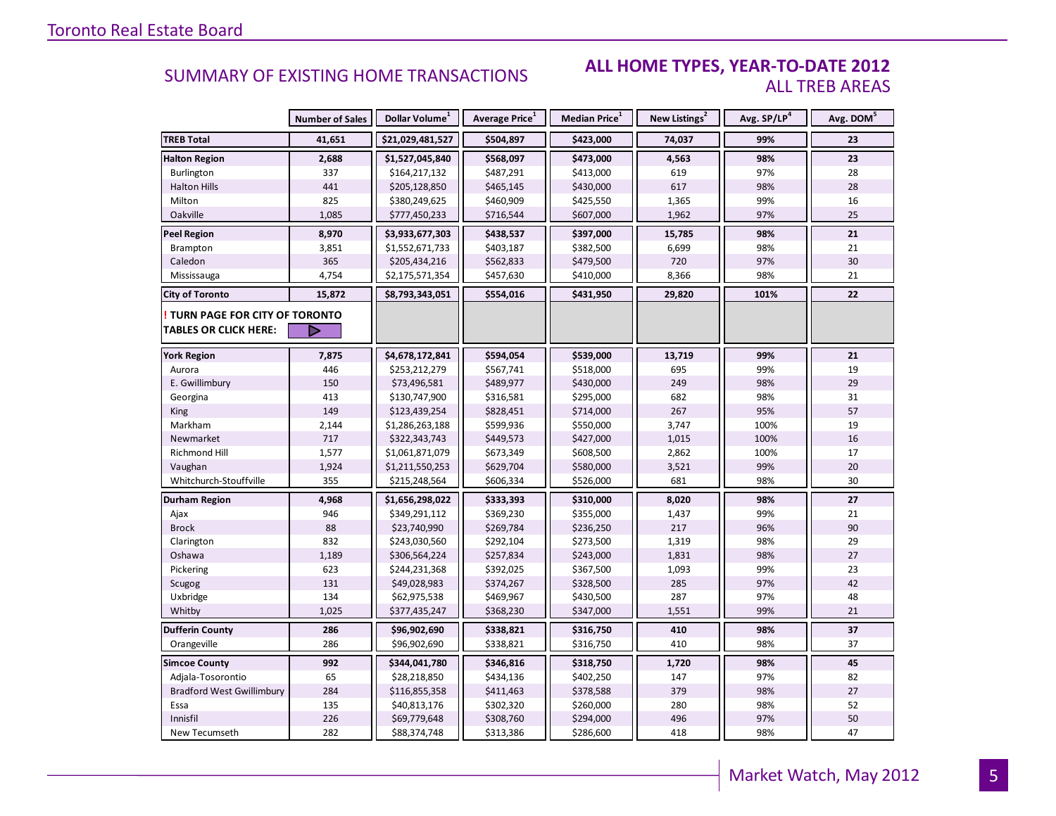Toronto Real Estate Board

## SUMMARY OF EXISTING HOME TRANSACTIONS

### ALL HOME TYPES, YEAR-TO-DATE 2012
### ALL TREB AREAS

| | Number of Sales | Dollar Volume[1] | Average Price[1] | Median Price[1] | New Listings[2] | Avg. SP/LP[4] | Avg. DOM[5] |
|---|---|---|---|---|---|---|---|
| **TREB Total** | **41,651** | **$21,029,481,527** | **$504,897** | **$423,000** | **74,037** | **99%** | **23** |
| **Halton Region** | **2,688** | **$1,527,045,840** | **$568,097** | **$473,000** | **4,563** | **98%** | **23** |
| Burlington | 337 | $164,217,132 | $487,291 | $413,000 | 619 | 97% | 28 |
| Halton Hills | 441 | $205,128,850 | $465,145 | $430,000 | 617 | 98% | 28 |
| Milton | 825 | $380,249,625 | $460,909 | $425,550 | 1,365 | 99% | 16 |
| Oakville | 1,085 | $777,450,233 | $716,544 | $607,000 | 1,962 | 97% | 25 |
| **Peel Region** | **8,970** | **$3,933,677,303** | **$438,537** | **$397,000** | **15,785** | **98%** | **21** |
| Brampton | 3,851 | $1,552,671,733 | $403,187 | $382,500 | 6,699 | 98% | 21 |
| Caledon | 365 | $205,434,216 | $562,833 | $479,500 | 720 | 97% | 30 |
| Mississauga | 4,754 | $2,175,571,354 | $457,630 | $410,000 | 8,366 | 98% | 21 |
| **City of Toronto** | **15,872** | **$8,793,343,051** | **$554,016** | **$431,950** | **29,820** | **101%** | **22** |
| **! TURN PAGE FOR CITY OF TORONTO TABLES OR CLICK HERE:** | | | | | | | |
| **York Region** | **7,875** | **$4,678,172,841** | **$594,054** | **$539,000** | **13,719** | **99%** | **21** |
| Aurora | 446 | $253,212,279 | $567,741 | $518,000 | 695 | 99% | 19 |
| E. Gwillimbury | 150 | $73,496,581 | $489,977 | $430,000 | 249 | 98% | 29 |
| Georgina | 413 | $130,747,900 | $316,581 | $295,000 | 682 | 98% | 31 |
| King | 149 | $123,439,254 | $828,451 | $714,000 | 267 | 95% | 57 |
| Markham | 2,144 | $1,286,263,188 | $599,936 | $550,000 | 3,747 | 100% | 19 |
| Newmarket | 717 | $322,343,743 | $449,573 | $427,000 | 1,015 | 100% | 16 |
| Richmond Hill | 1,577 | $1,061,871,079 | $673,349 | $608,500 | 2,862 | 100% | 17 |
| Vaughan | 1,924 | $1,211,550,253 | $629,704 | $580,000 | 3,521 | 99% | 20 |
| Whitchurch-Stouffville | 355 | $215,248,564 | $606,334 | $526,000 | 681 | 98% | 30 |
| **Durham Region** | **4,968** | **$1,656,298,022** | **$333,393** | **$310,000** | **8,020** | **98%** | **27** |
| Ajax | 946 | $349,291,112 | $369,230 | $355,000 | 1,437 | 99% | 21 |
| Brock | 88 | $23,740,990 | $269,784 | $236,250 | 217 | 96% | 90 |
| Clarington | 832 | $243,030,560 | $292,104 | $273,500 | 1,319 | 98% | 29 |
| Oshawa | 1,189 | $306,564,224 | $257,834 | $243,000 | 1,831 | 98% | 27 |
| Pickering | 623 | $244,231,368 | $392,025 | $367,500 | 1,093 | 99% | 23 |
| Scugog | 131 | $49,028,983 | $374,267 | $328,500 | 285 | 97% | 42 |
| Uxbridge | 134 | $62,975,538 | $469,967 | $430,500 | 287 | 97% | 48 |
| Whitby | 1,025 | $377,435,247 | $368,230 | $347,000 | 1,551 | 99% | 21 |
| **Dufferin County** | **286** | **$96,902,690** | **$338,821** | **$316,750** | **410** | **98%** | **37** |
| Orangeville | 286 | $96,902,690 | $338,821 | $316,750 | 410 | 98% | 37 |
| **Simcoe County** | **992** | **$344,041,780** | **$346,816** | **$318,750** | **1,720** | **98%** | **45** |
| Adjala-Tosorontio | 65 | $28,218,850 | $434,136 | $402,250 | 147 | 97% | 82 |
| Bradford West Gwillimbury | 284 | $116,855,358 | $411,463 | $378,588 | 379 | 98% | 27 |
| Essa | 135 | $40,813,176 | $302,320 | $260,000 | 280 | 98% | 52 |
| Innisfil | 226 | $69,779,648 | $308,760 | $294,000 | 496 | 97% | 50 |
| New Tecumseth | 282 | $88,374,748 | $313,386 | $286,600 | 418 | 98% | 47 |

Market Watch, May 2012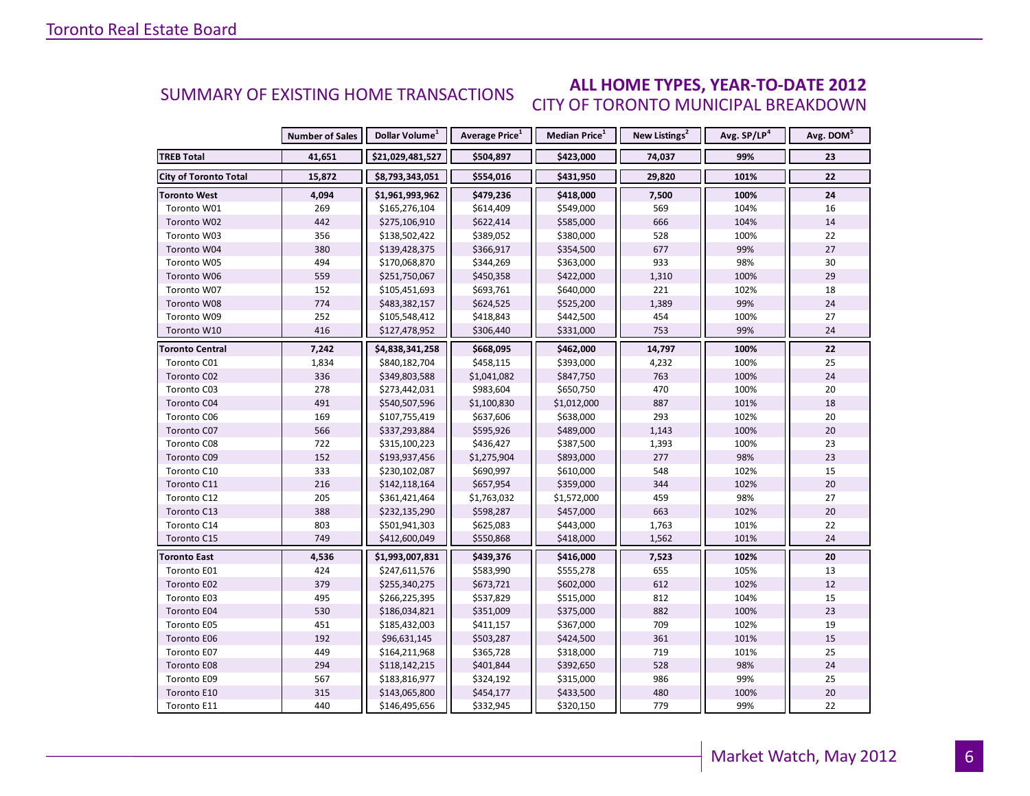## SUMMARY OF EXISTING HOME TRANSACTIONS

## ALL HOME TYPES, YEAR-TO-DATE 2012
### CITY OF TORONTO MUNICIPAL BREAKDOWN

| | Number of Sales | Dollar Volume[1] | Average Price[1] | Median Price[1] | New Listings[2] | Avg. SP/LP[4] | Avg. DOM[5] |
|---|---|---|---|---|---|---|---|
| **TREB Total** | **41,651** | **$21,029,481,527** | **$504,897** | **$423,000** | **74,037** | **99%** | **23** |
| **City of Toronto Total** | **15,872** | **$8,793,343,051** | **$554,016** | **$431,950** | **29,820** | **101%** | **22** |
| **Toronto West** | **4,094** | **$1,961,993,962** | **$479,236** | **$418,000** | **7,500** | **100%** | **24** |
| Toronto W01 | 269 | $165,276,104 | $614,409 | $549,000 | 569 | 104% | 16 |
| Toronto W02 | 442 | $275,106,910 | $622,414 | $585,000 | 666 | 104% | 14 |
| Toronto W03 | 356 | $138,502,422 | $389,052 | $380,000 | 528 | 100% | 22 |
| Toronto W04 | 380 | $139,428,375 | $366,917 | $354,500 | 677 | 99% | 27 |
| Toronto W05 | 494 | $170,068,870 | $344,269 | $363,000 | 933 | 98% | 30 |
| Toronto W06 | 559 | $251,750,067 | $450,358 | $422,000 | 1,310 | 100% | 29 |
| Toronto W07 | 152 | $105,451,693 | $693,761 | $640,000 | 221 | 102% | 18 |
| Toronto W08 | 774 | $483,382,157 | $624,525 | $525,200 | 1,389 | 99% | 24 |
| Toronto W09 | 252 | $105,548,412 | $418,843 | $442,500 | 454 | 100% | 27 |
| Toronto W10 | 416 | $127,478,952 | $306,440 | $331,000 | 753 | 99% | 24 |
| **Toronto Central** | **7,242** | **$4,838,341,258** | **$668,095** | **$462,000** | **14,797** | **100%** | **22** |
| Toronto C01 | 1,834 | $840,182,704 | $458,115 | $393,000 | 4,232 | 100% | 25 |
| Toronto C02 | 336 | $349,803,588 | $1,041,082 | $847,750 | 763 | 100% | 24 |
| Toronto C03 | 278 | $273,442,031 | $983,604 | $650,750 | 470 | 100% | 20 |
| Toronto C04 | 491 | $540,507,596 | $1,100,830 | $1,012,000 | 887 | 101% | 18 |
| Toronto C06 | 169 | $107,755,419 | $637,606 | $638,000 | 293 | 102% | 20 |
| Toronto C07 | 566 | $337,293,884 | $595,926 | $489,000 | 1,143 | 100% | 20 |
| Toronto C08 | 722 | $315,100,223 | $436,427 | $387,500 | 1,393 | 100% | 23 |
| Toronto C09 | 152 | $193,937,456 | $1,275,904 | $893,000 | 277 | 98% | 23 |
| Toronto C10 | 333 | $230,102,087 | $690,997 | $610,000 | 548 | 102% | 15 |
| Toronto C11 | 216 | $142,118,164 | $657,954 | $359,000 | 344 | 102% | 20 |
| Toronto C12 | 205 | $361,421,464 | $1,763,032 | $1,572,000 | 459 | 98% | 27 |
| Toronto C13 | 388 | $232,135,290 | $598,287 | $457,000 | 663 | 102% | 20 |
| Toronto C14 | 803 | $501,941,303 | $625,083 | $443,000 | 1,763 | 101% | 22 |
| Toronto C15 | 749 | $412,600,049 | $550,868 | $418,000 | 1,562 | 101% | 24 |
| **Toronto East** | **4,536** | **$1,993,007,831** | **$439,376** | **$416,000** | **7,523** | **102%** | **20** |
| Toronto E01 | 424 | $247,611,576 | $583,990 | $555,278 | 655 | 105% | 13 |
| Toronto E02 | 379 | $255,340,275 | $673,721 | $602,000 | 612 | 102% | 12 |
| Toronto E03 | 495 | $266,225,395 | $537,829 | $515,000 | 812 | 104% | 15 |
| Toronto E04 | 530 | $186,034,821 | $351,009 | $375,000 | 882 | 100% | 23 |
| Toronto E05 | 451 | $185,432,003 | $411,157 | $367,000 | 709 | 102% | 19 |
| Toronto E06 | 192 | $96,631,145 | $503,287 | $424,500 | 361 | 101% | 15 |
| Toronto E07 | 449 | $164,211,968 | $365,728 | $318,000 | 719 | 101% | 25 |
| Toronto E08 | 294 | $118,142,215 | $401,844 | $392,650 | 528 | 98% | 24 |
| Toronto E09 | 567 | $183,816,977 | $324,192 | $315,000 | 986 | 99% | 25 |
| Toronto E10 | 315 | $143,065,800 | $454,177 | $433,500 | 480 | 100% | 20 |
| Toronto E11 | 440 | $146,495,656 | $332,945 | $320,150 | 779 | 99% | 22 |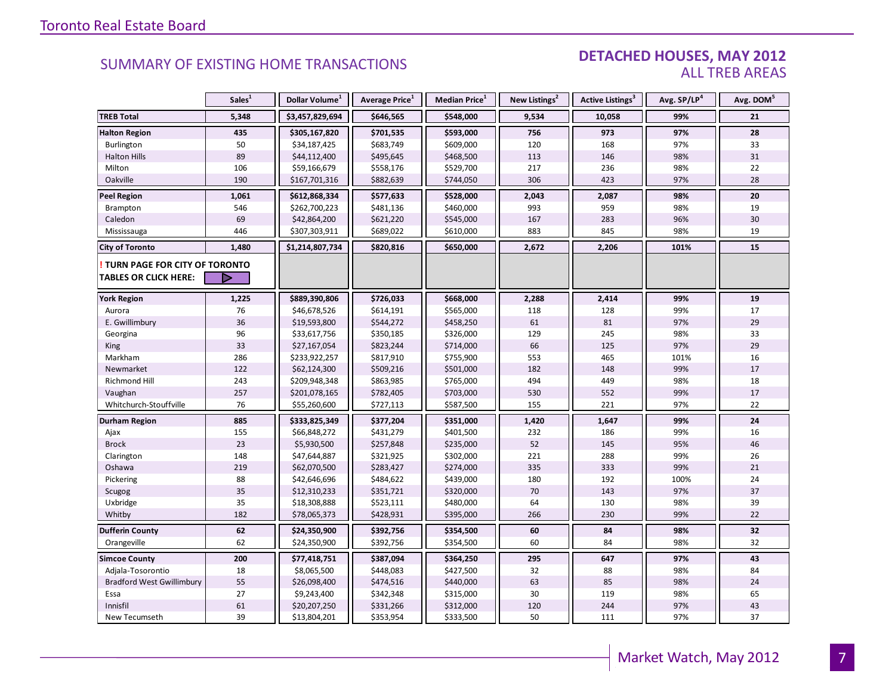## SUMMARY OF EXISTING HOME TRANSACTIONS

### DETACHED HOUSES, MAY 2012
### ALL TREB AREAS

| | Sales[1] | Dollar Volume[1] | Average Price[1] | Median Price[1] | New Listings[2] | Active Listings[3] | Avg. SP/LP[4] | Avg. DOM[5] |
|---|---|---|---|---|---|---|---|---|
| **TREB Total** | **5,348** | **$3,457,829,694** | **$646,565** | **$548,000** | **9,534** | **10,058** | **99%** | **21** |
| **Halton Region** | **435** | **$305,167,820** | **$701,535** | **$593,000** | **756** | **973** | **97%** | **28** |
| Burlington | 50 | $34,187,425 | $683,749 | $609,000 | 120 | 168 | 97% | 33 |
| Halton Hills | 89 | $44,112,400 | $495,645 | $468,500 | 113 | 146 | 98% | 31 |
| Milton | 106 | $59,166,679 | $558,176 | $529,700 | 217 | 236 | 98% | 22 |
| Oakville | 190 | $167,701,316 | $882,639 | $744,050 | 306 | 423 | 97% | 28 |
| **Peel Region** | **1,061** | **$612,868,334** | **$577,633** | **$528,000** | **2,043** | **2,087** | **98%** | **20** |
| Brampton | 546 | $262,700,223 | $481,136 | $460,000 | 993 | 959 | 98% | 19 |
| Caledon | 69 | $42,864,200 | $621,220 | $545,000 | 167 | 283 | 96% | 30 |
| Mississauga | 446 | $307,303,911 | $689,022 | $610,000 | 883 | 845 | 98% | 19 |
| **City of Toronto** | **1,480** | **$1,214,807,734** | **$820,816** | **$650,000** | **2,672** | **2,206** | **101%** | **15** |
| **! TURN PAGE FOR CITY OF TORONTO TABLES OR CLICK HERE:** | | | | | | | | |
| **York Region** | **1,225** | **$889,390,806** | **$726,033** | **$668,000** | **2,288** | **2,414** | **99%** | **19** |
| Aurora | 76 | $46,678,526 | $614,191 | $565,000 | 118 | 128 | 99% | 17 |
| E. Gwillimbury | 36 | $19,593,800 | $544,272 | $458,250 | 61 | 81 | 97% | 29 |
| Georgina | 96 | $33,617,756 | $350,185 | $326,000 | 129 | 245 | 98% | 33 |
| King | 33 | $27,167,054 | $823,244 | $714,000 | 66 | 125 | 97% | 29 |
| Markham | 286 | $233,922,257 | $817,910 | $755,900 | 553 | 465 | 101% | 16 |
| Newmarket | 122 | $62,124,300 | $509,216 | $501,000 | 182 | 148 | 99% | 17 |
| Richmond Hill | 243 | $209,948,348 | $863,985 | $765,000 | 494 | 449 | 98% | 18 |
| Vaughan | 257 | $201,078,165 | $782,405 | $703,000 | 530 | 552 | 99% | 17 |
| Whitchurch-Stouffville | 76 | $55,260,600 | $727,113 | $587,500 | 155 | 221 | 97% | 22 |
| **Durham Region** | **885** | **$333,825,349** | **$377,204** | **$351,000** | **1,420** | **1,647** | **99%** | **24** |
| Ajax | 155 | $66,848,272 | $431,279 | $401,500 | 232 | 186 | 99% | 16 |
| Brock | 23 | $5,930,500 | $257,848 | $235,000 | 52 | 145 | 95% | 46 |
| Clarington | 148 | $47,644,887 | $321,925 | $302,000 | 221 | 288 | 99% | 26 |
| Oshawa | 219 | $62,070,500 | $283,427 | $274,000 | 335 | 333 | 99% | 21 |
| Pickering | 88 | $42,646,696 | $484,622 | $439,000 | 180 | 192 | 100% | 24 |
| Scugog | 35 | $12,310,233 | $351,721 | $320,000 | 70 | 143 | 97% | 37 |
| Uxbridge | 35 | $18,308,888 | $523,111 | $480,000 | 64 | 130 | 98% | 39 |
| Whitby | 182 | $78,065,373 | $428,931 | $395,000 | 266 | 230 | 99% | 22 |
| **Dufferin County** | **62** | **$24,350,900** | **$392,756** | **$354,500** | **60** | **84** | **98%** | **32** |
| Orangeville | 62 | $24,350,900 | $392,756 | $354,500 | 60 | 84 | 98% | 32 |
| **Simcoe County** | **200** | **$77,418,751** | **$387,094** | **$364,250** | **295** | **647** | **97%** | **43** |
| Adjala-Tosorontio | 18 | $8,065,500 | $448,083 | $427,500 | 32 | 88 | 98% | 84 |
| Bradford West Gwillimbury | 55 | $26,098,400 | $474,516 | $440,000 | 63 | 85 | 98% | 24 |
| Essa | 27 | $9,243,400 | $342,348 | $315,000 | 30 | 119 | 98% | 65 |
| Innisfil | 61 | $20,207,250 | $331,266 | $312,000 | 120 | 244 | 97% | 43 |
| New Tecumseth | 39 | $13,804,201 | $353,954 | $333,500 | 50 | 111 | 97% | 37 |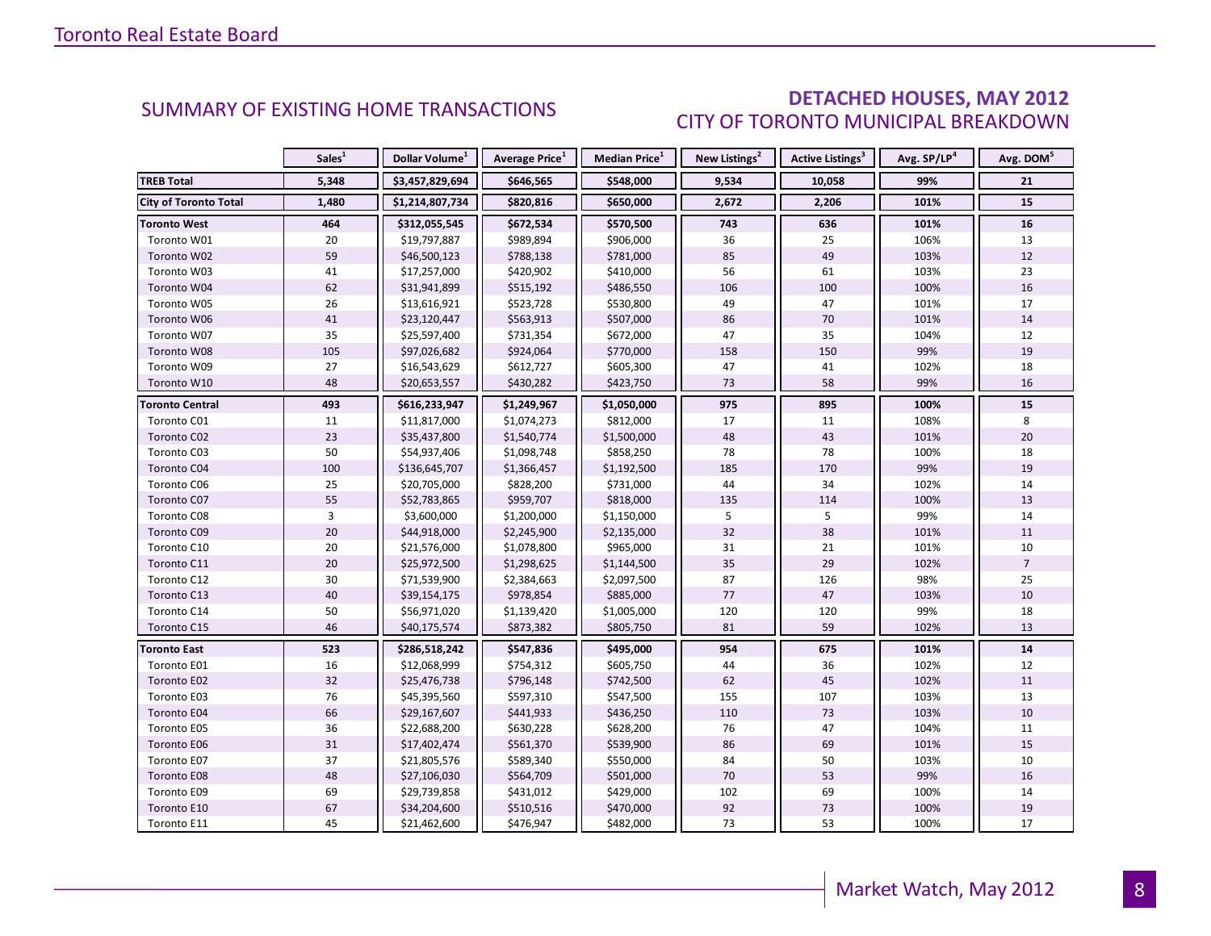## SUMMARY OF EXISTING HOME TRANSACTIONS

## DETACHED HOUSES, MAY 2012
### CITY OF TORONTO MUNICIPAL BREAKDOWN

| | Sales[1] | Dollar Volume[1] | Average Price[1] | Median Price[1] | New Listings[2] | Active Listings[3] | Avg. SP/LP[4] | Avg. DOM[5] |
|---|---|---|---|---|---|---|---|---|
| **TREB Total** | **5,348** | **$3,457,829,694** | **$646,565** | **$548,000** | **9,534** | **10,058** | **99%** | **21** |
| **City of Toronto Total** | **1,480** | **$1,214,807,734** | **$820,816** | **$650,000** | **2,672** | **2,206** | **101%** | **15** |
| **Toronto West** | **464** | **$312,055,545** | **$672,534** | **$570,500** | **743** | **636** | **101%** | **16** |
| Toronto W01 | 20 | $19,797,887 | $989,894 | $906,000 | 36 | 25 | 106% | 13 |
| Toronto W02 | 59 | $46,500,123 | $788,138 | $781,000 | 85 | 49 | 103% | 12 |
| Toronto W03 | 41 | $17,257,000 | $420,902 | $410,000 | 56 | 61 | 103% | 23 |
| Toronto W04 | 62 | $31,941,899 | $515,192 | $486,550 | 106 | 100 | 100% | 16 |
| Toronto W05 | 26 | $13,616,921 | $523,728 | $530,800 | 49 | 47 | 101% | 17 |
| Toronto W06 | 41 | $23,120,447 | $563,913 | $507,000 | 86 | 70 | 101% | 14 |
| Toronto W07 | 35 | $25,597,400 | $731,354 | $672,000 | 47 | 35 | 104% | 12 |
| Toronto W08 | 105 | $97,026,682 | $924,064 | $770,000 | 158 | 150 | 99% | 19 |
| Toronto W09 | 27 | $16,543,629 | $612,727 | $605,300 | 47 | 41 | 102% | 18 |
| Toronto W10 | 48 | $20,653,557 | $430,282 | $423,750 | 73 | 58 | 99% | 16 |
| **Toronto Central** | **493** | **$616,233,947** | **$1,249,967** | **$1,050,000** | **975** | **895** | **100%** | **15** |
| Toronto C01 | 11 | $11,817,000 | $1,074,273 | $812,000 | 17 | 11 | 108% | 8 |
| Toronto C02 | 23 | $35,437,800 | $1,540,774 | $1,500,000 | 48 | 43 | 101% | 20 |
| Toronto C03 | 50 | $54,937,406 | $1,098,748 | $858,250 | 78 | 78 | 100% | 18 |
| Toronto C04 | 100 | $136,645,707 | $1,366,457 | $1,192,500 | 185 | 170 | 99% | 19 |
| Toronto C06 | 25 | $20,705,000 | $828,200 | $731,000 | 44 | 34 | 102% | 14 |
| Toronto C07 | 55 | $52,783,865 | $959,707 | $818,000 | 135 | 114 | 100% | 13 |
| Toronto C08 | 3 | $3,600,000 | $1,200,000 | $1,150,000 | 5 | 5 | 99% | 14 |
| Toronto C09 | 20 | $44,918,000 | $2,245,900 | $2,135,000 | 32 | 38 | 101% | 11 |
| Toronto C10 | 20 | $21,576,000 | $1,078,800 | $965,000 | 31 | 21 | 101% | 10 |
| Toronto C11 | 20 | $25,972,500 | $1,298,625 | $1,144,500 | 35 | 29 | 102% | 7 |
| Toronto C12 | 30 | $71,539,900 | $2,384,663 | $2,097,500 | 87 | 126 | 98% | 25 |
| Toronto C13 | 40 | $39,154,175 | $978,854 | $885,000 | 77 | 47 | 103% | 10 |
| Toronto C14 | 50 | $56,971,020 | $1,139,420 | $1,005,000 | 120 | 120 | 99% | 18 |
| Toronto C15 | 46 | $40,175,574 | $873,382 | $805,750 | 81 | 59 | 102% | 13 |
| **Toronto East** | **523** | **$286,518,242** | **$547,836** | **$495,000** | **954** | **675** | **101%** | **14** |
| Toronto E01 | 16 | $12,068,999 | $754,312 | $605,750 | 44 | 36 | 102% | 12 |
| Toronto E02 | 32 | $25,476,738 | $796,148 | $742,500 | 62 | 45 | 102% | 11 |
| Toronto E03 | 76 | $45,395,560 | $597,310 | $547,500 | 155 | 107 | 103% | 13 |
| Toronto E04 | 66 | $29,167,607 | $441,933 | $436,250 | 110 | 73 | 103% | 10 |
| Toronto E05 | 36 | $22,688,200 | $630,228 | $628,200 | 76 | 47 | 104% | 11 |
| Toronto E06 | 31 | $17,402,474 | $561,370 | $539,900 | 86 | 69 | 101% | 15 |
| Toronto E07 | 37 | $21,805,576 | $589,340 | $550,000 | 84 | 50 | 103% | 10 |
| Toronto E08 | 48 | $27,106,030 | $564,709 | $501,000 | 70 | 53 | 99% | 16 |
| Toronto E09 | 69 | $29,739,858 | $431,012 | $429,000 | 102 | 69 | 100% | 14 |
| Toronto E10 | 67 | $34,204,600 | $510,516 | $470,000 | 92 | 73 | 100% | 19 |
| Toronto E11 | 45 | $21,462,600 | $476,947 | $482,000 | 73 | 53 | 100% | 17 |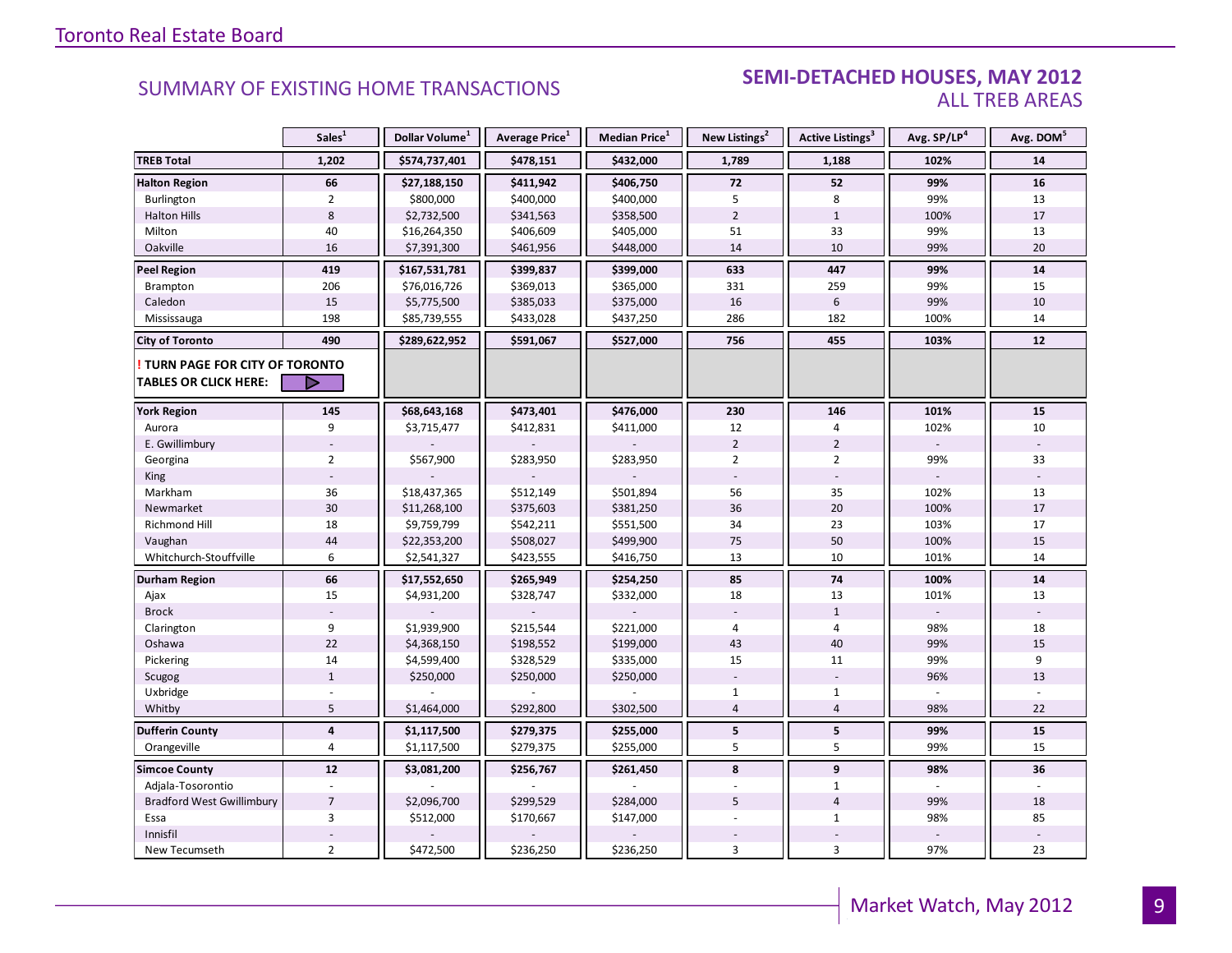## SUMMARY OF EXISTING HOME TRANSACTIONS

## SEMI-DETACHED HOUSES, MAY 2012
### ALL TREB AREAS

| | Sales[1] | Dollar Volume[1] | Average Price[1] | Median Price[1] | New Listings[2] | Active Listings[3] | Avg. SP/LP[4] | Avg. DOM[5] |
|---|---|---|---|---|---|---|---|---|
| **TREB Total** | **1,202** | **$574,737,401** | **$478,151** | **$432,000** | **1,789** | **1,188** | **102%** | **14** |
| **Halton Region** | **66** | **$27,188,150** | **$411,942** | **$406,750** | **72** | **52** | **99%** | **16** |
| Burlington | 2 | $800,000 | $400,000 | $400,000 | 5 | 8 | 99% | 13 |
| Halton Hills | 8 | $2,732,500 | $341,563 | $358,500 | 2 | 1 | 100% | 17 |
| Milton | 40 | $16,264,350 | $406,609 | $405,000 | 51 | 33 | 99% | 13 |
| Oakville | 16 | $7,391,300 | $461,956 | $448,000 | 14 | 10 | 99% | 20 |
| **Peel Region** | **419** | **$167,531,781** | **$399,837** | **$399,000** | **633** | **447** | **99%** | **14** |
| Brampton | 206 | $76,016,726 | $369,013 | $365,000 | 331 | 259 | 99% | 15 |
| Caledon | 15 | $5,775,500 | $385,033 | $375,000 | 16 | 6 | 99% | 10 |
| Mississauga | 198 | $85,739,555 | $433,028 | $437,250 | 286 | 182 | 100% | 14 |
| **City of Toronto** | **490** | **$289,622,952** | **$591,067** | **$527,000** | **756** | **455** | **103%** | **12** |
| **! TURN PAGE FOR CITY OF TORONTO TABLES OR CLICK HERE:** | | | | | | | | |
| **York Region** | **145** | **$68,643,168** | **$473,401** | **$476,000** | **230** | **146** | **101%** | **15** |
| Aurora | 9 | $3,715,477 | $412,831 | $411,000 | 12 | 4 | 102% | 10 |
| E. Gwillimbury | - | - | - | - | 2 | 2 | - | - |
| Georgina | 2 | $567,900 | $283,950 | $283,950 | 2 | 2 | 99% | 33 |
| King | - | - | - | - | - | - | - | - |
| Markham | 36 | $18,437,365 | $512,149 | $501,894 | 56 | 35 | 102% | 13 |
| Newmarket | 30 | $11,268,100 | $375,603 | $381,250 | 36 | 20 | 100% | 17 |
| Richmond Hill | 18 | $9,759,799 | $542,211 | $551,500 | 34 | 23 | 103% | 17 |
| Vaughan | 44 | $22,353,200 | $508,027 | $499,900 | 75 | 50 | 100% | 15 |
| Whitchurch-Stouffville | 6 | $2,541,327 | $423,555 | $416,750 | 13 | 10 | 101% | 14 |
| **Durham Region** | **66** | **$17,552,650** | **$265,949** | **$254,250** | **85** | **74** | **100%** | **14** |
| Ajax | 15 | $4,931,200 | $328,747 | $332,000 | 18 | 13 | 101% | 13 |
| Brock | - | - | - | - | - | 1 | - | - |
| Clarington | 9 | $1,939,900 | $215,544 | $221,000 | 4 | 4 | 98% | 18 |
| Oshawa | 22 | $4,368,150 | $198,552 | $199,000 | 43 | 40 | 99% | 15 |
| Pickering | 14 | $4,599,400 | $328,529 | $335,000 | 15 | 11 | 99% | 9 |
| Scugog | 1 | $250,000 | $250,000 | $250,000 | - | - | 96% | 13 |
| Uxbridge | - | - | - | - | 1 | 1 | - | - |
| Whitby | 5 | $1,464,000 | $292,800 | $302,500 | 4 | 4 | 98% | 22 |
| **Dufferin County** | **4** | **$1,117,500** | **$279,375** | **$255,000** | **5** | **5** | **99%** | **15** |
| Orangeville | 4 | $1,117,500 | $279,375 | $255,000 | 5 | 5 | 99% | 15 |
| **Simcoe County** | **12** | **$3,081,200** | **$256,767** | **$261,450** | **8** | **9** | **98%** | **36** |
| Adjala-Tosorontio | - | - | - | - | - | 1 | - | - |
| Bradford West Gwillimbury | 7 | $2,096,700 | $299,529 | $284,000 | 5 | 4 | 99% | 18 |
| Essa | 3 | $512,000 | $170,667 | $147,000 | - | 1 | 98% | 85 |
| Innisfil | - | - | - | - | - | - | - | - |
| New Tecumseth | 2 | $472,500 | $236,250 | $236,250 | 3 | 3 | 97% | 23 |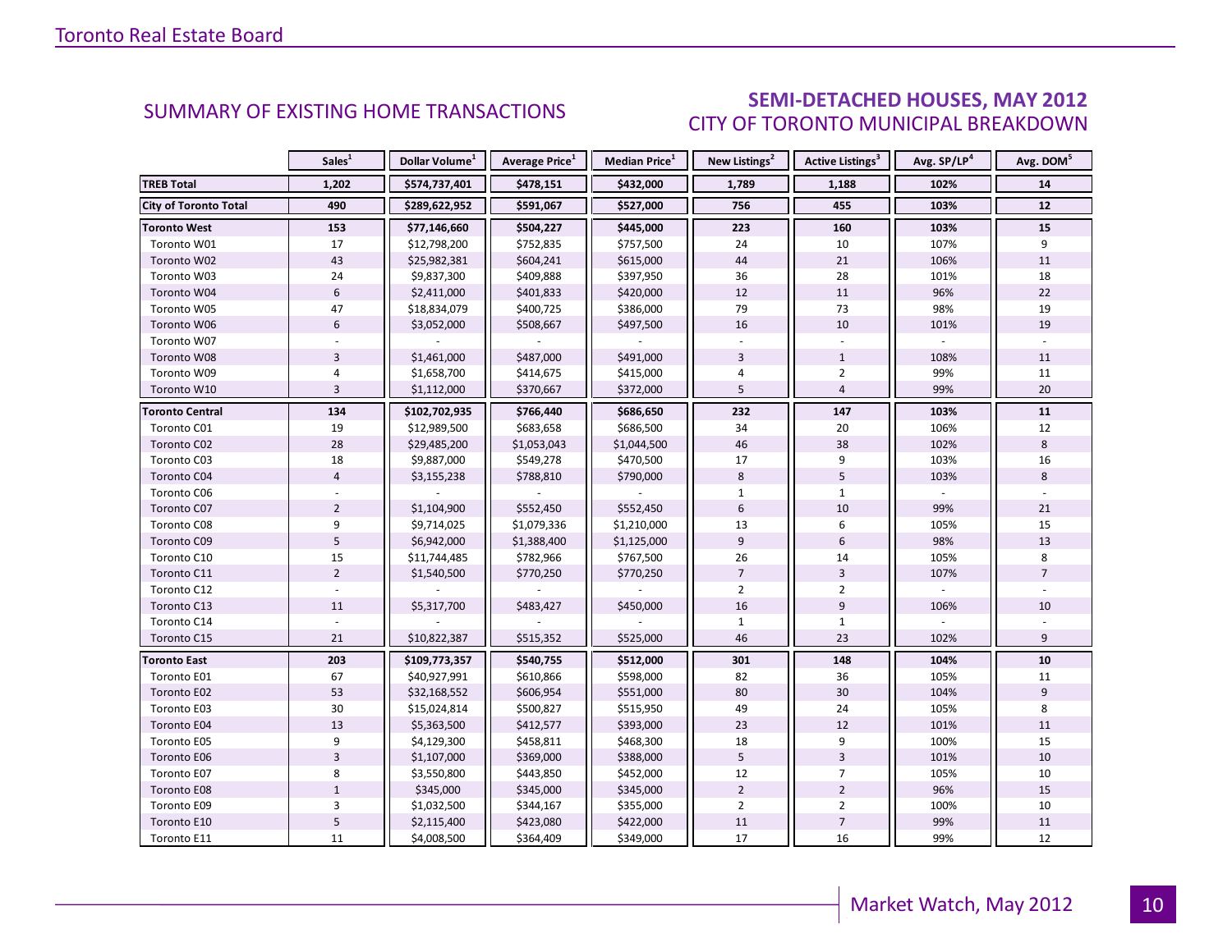## SUMMARY OF EXISTING HOME TRANSACTIONS

## SEMI-DETACHED HOUSES, MAY 2012
### CITY OF TORONTO MUNICIPAL BREAKDOWN

| | Sales[1] | Dollar Volume[1] | Average Price[1] | Median Price[1] | New Listings[2] | Active Listings[3] | Avg. SP/LP[4] | Avg. DOM[5] |
|---|---|---|---|---|---|---|---|---|
| **TREB Total** | **1,202** | **$574,737,401** | **$478,151** | **$432,000** | **1,789** | **1,188** | **102%** | **14** |
| **City of Toronto Total** | **490** | **$289,622,952** | **$591,067** | **$527,000** | **756** | **455** | **103%** | **12** |
| **Toronto West** | **153** | **$77,146,660** | **$504,227** | **$445,000** | **223** | **160** | **103%** | **15** |
| Toronto W01 | 17 | $12,798,200 | $752,835 | $757,500 | 24 | 10 | 107% | 9 |
| Toronto W02 | 43 | $25,982,381 | $604,241 | $615,000 | 44 | 21 | 106% | 11 |
| Toronto W03 | 24 | $9,837,300 | $409,888 | $397,950 | 36 | 28 | 101% | 18 |
| Toronto W04 | 6 | $2,411,000 | $401,833 | $420,000 | 12 | 11 | 96% | 22 |
| Toronto W05 | 47 | $18,834,079 | $400,725 | $386,000 | 79 | 73 | 98% | 19 |
| Toronto W06 | 6 | $3,052,000 | $508,667 | $497,500 | 16 | 10 | 101% | 19 |
| Toronto W07 | - | - | - | - | - | - | - | - |
| Toronto W08 | 3 | $1,461,000 | $487,000 | $491,000 | 3 | 1 | 108% | 11 |
| Toronto W09 | 4 | $1,658,700 | $414,675 | $415,000 | 4 | 2 | 99% | 11 |
| Toronto W10 | 3 | $1,112,000 | $370,667 | $372,000 | 5 | 4 | 99% | 20 |
| **Toronto Central** | **134** | **$102,702,935** | **$766,440** | **$686,650** | **232** | **147** | **103%** | **11** |
| Toronto C01 | 19 | $12,989,500 | $683,658 | $686,500 | 34 | 20 | 106% | 12 |
| Toronto C02 | 28 | $29,485,200 | $1,053,043 | $1,044,500 | 46 | 38 | 102% | 8 |
| Toronto C03 | 18 | $9,887,000 | $549,278 | $470,500 | 17 | 9 | 103% | 16 |
| Toronto C04 | 4 | $3,155,238 | $788,810 | $790,000 | 8 | 5 | 103% | 8 |
| Toronto C06 | - | - | - | - | 1 | 1 | - | - |
| Toronto C07 | 2 | $1,104,900 | $552,450 | $552,450 | 6 | 10 | 99% | 21 |
| Toronto C08 | 9 | $9,714,025 | $1,079,336 | $1,210,000 | 13 | 6 | 105% | 15 |
| Toronto C09 | 5 | $6,942,000 | $1,388,400 | $1,125,000 | 9 | 6 | 98% | 13 |
| Toronto C10 | 15 | $11,744,485 | $782,966 | $767,500 | 26 | 14 | 105% | 8 |
| Toronto C11 | 2 | $1,540,500 | $770,250 | $770,250 | 7 | 3 | 107% | 7 |
| Toronto C12 | - | - | - | - | 2 | 2 | - | - |
| Toronto C13 | 11 | $5,317,700 | $483,427 | $450,000 | 16 | 9 | 106% | 10 |
| Toronto C14 | - | - | - | - | 1 | 1 | - | - |
| Toronto C15 | 21 | $10,822,387 | $515,352 | $525,000 | 46 | 23 | 102% | 9 |
| **Toronto East** | **203** | **$109,773,357** | **$540,755** | **$512,000** | **301** | **148** | **104%** | **10** |
| Toronto E01 | 67 | $40,927,991 | $610,866 | $598,000 | 82 | 36 | 105% | 11 |
| Toronto E02 | 53 | $32,168,552 | $606,954 | $551,000 | 80 | 30 | 104% | 9 |
| Toronto E03 | 30 | $15,024,814 | $500,827 | $515,950 | 49 | 24 | 105% | 8 |
| Toronto E04 | 13 | $5,363,500 | $412,577 | $393,000 | 23 | 12 | 101% | 11 |
| Toronto E05 | 9 | $4,129,300 | $458,811 | $468,300 | 18 | 9 | 100% | 15 |
| Toronto E06 | 3 | $1,107,000 | $369,000 | $388,000 | 5 | 3 | 101% | 10 |
| Toronto E07 | 8 | $3,550,800 | $443,850 | $452,000 | 12 | 7 | 105% | 10 |
| Toronto E08 | 1 | $345,000 | $345,000 | $345,000 | 2 | 2 | 96% | 15 |
| Toronto E09 | 3 | $1,032,500 | $344,167 | $355,000 | 2 | 2 | 100% | 10 |
| Toronto E10 | 5 | $2,115,400 | $423,080 | $422,000 | 11 | 7 | 99% | 11 |
| Toronto E11 | 11 | $4,008,500 | $364,409 | $349,000 | 17 | 16 | 99% | 12 |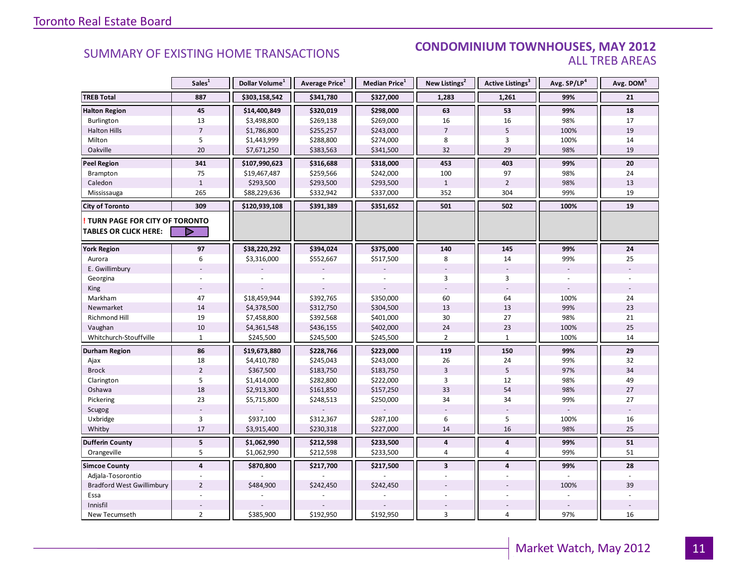## SUMMARY OF EXISTING HOME TRANSACTIONS

## CONDOMINIUM TOWNHOUSES, MAY 2012
### ALL TREB AREAS

| | Sales[1] | Dollar Volume[1] | Average Price[1] | Median Price[1] | New Listings[2] | Active Listings[3] | Avg. SP/LP[4] | Avg. DOM[5] |
|---|---|---|---|---|---|---|---|---|
| **TREB Total** | **887** | **$303,158,542** | **$341,780** | **$327,000** | **1,283** | **1,261** | **99%** | **21** |
| **Halton Region** | **45** | **$14,400,849** | **$320,019** | **$298,000** | **63** | **53** | **99%** | **18** |
| Burlington | 13 | $3,498,800 | $269,138 | $269,000 | 16 | 16 | 98% | 17 |
| Halton Hills | 7 | $1,786,800 | $255,257 | $243,000 | 7 | 5 | 100% | 19 |
| Milton | 5 | $1,443,999 | $288,800 | $274,000 | 8 | 3 | 100% | 14 |
| Oakville | 20 | $7,671,250 | $383,563 | $341,500 | 32 | 29 | 98% | 19 |
| **Peel Region** | **341** | **$107,990,623** | **$316,688** | **$318,000** | **453** | **403** | **99%** | **20** |
| Brampton | 75 | $19,467,487 | $259,566 | $242,000 | 100 | 97 | 98% | 24 |
| Caledon | 1 | $293,500 | $293,500 | $293,500 | 1 | 2 | 98% | 13 |
| Mississauga | 265 | $88,229,636 | $332,942 | $337,000 | 352 | 304 | 99% | 19 |
| **City of Toronto** | **309** | **$120,939,108** | **$391,389** | **$351,652** | **501** | **502** | **100%** | **19** |
| **! TURN PAGE FOR CITY OF TORONTO TABLES OR CLICK HERE:** | | | | | | | | |
| **York Region** | **97** | **$38,220,292** | **$394,024** | **$375,000** | **140** | **145** | **99%** | **24** |
| Aurora | 6 | $3,316,000 | $552,667 | $517,500 | 8 | 14 | 99% | 25 |
| E. Gwillimbury | - | - | - | - | - | - | - | - |
| Georgina | - | - | - | - | 3 | 3 | - | - |
| King | - | - | - | - | - | - | - | - |
| Markham | 47 | $18,459,944 | $392,765 | $350,000 | 60 | 64 | 100% | 24 |
| Newmarket | 14 | $4,378,500 | $312,750 | $304,500 | 13 | 13 | 99% | 23 |
| Richmond Hill | 19 | $7,458,800 | $392,568 | $401,000 | 30 | 27 | 98% | 21 |
| Vaughan | 10 | $4,361,548 | $436,155 | $402,000 | 24 | 23 | 100% | 25 |
| Whitchurch-Stouffville | 1 | $245,500 | $245,500 | $245,500 | 2 | 1 | 100% | 14 |
| **Durham Region** | **86** | **$19,673,880** | **$228,766** | **$223,000** | **119** | **150** | **99%** | **29** |
| Ajax | 18 | $4,410,780 | $245,043 | $243,000 | 26 | 24 | 99% | 32 |
| Brock | 2 | $367,500 | $183,750 | $183,750 | 3 | 5 | 97% | 34 |
| Clarington | 5 | $1,414,000 | $282,800 | $222,000 | 3 | 12 | 98% | 49 |
| Oshawa | 18 | $2,913,300 | $161,850 | $157,250 | 33 | 54 | 98% | 27 |
| Pickering | 23 | $5,715,800 | $248,513 | $250,000 | 34 | 34 | 99% | 27 |
| Scugog | - | - | - | - | - | - | - | - |
| Uxbridge | 3 | $937,100 | $312,367 | $287,100 | 6 | 5 | 100% | 16 |
| Whitby | 17 | $3,915,400 | $230,318 | $227,000 | 14 | 16 | 98% | 25 |
| **Dufferin County** | **5** | **$1,062,990** | **$212,598** | **$233,500** | **4** | **4** | **99%** | **51** |
| Orangeville | 5 | $1,062,990 | $212,598 | $233,500 | 4 | 4 | 99% | 51 |
| **Simcoe County** | **4** | **$870,800** | **$217,700** | **$217,500** | **3** | **4** | **99%** | **28** |
| Adjala-Tosorontio | - | - | - | - | - | - | - | - |
| Bradford West Gwillimbury | 2 | $484,900 | $242,450 | $242,450 | - | - | 100% | 39 |
| Essa | - | - | - | - | - | - | - | - |
| Innisfil | - | - | - | - | - | - | - | - |
| New Tecumseth | 2 | $385,900 | $192,950 | $192,950 | 3 | 4 | 97% | 16 |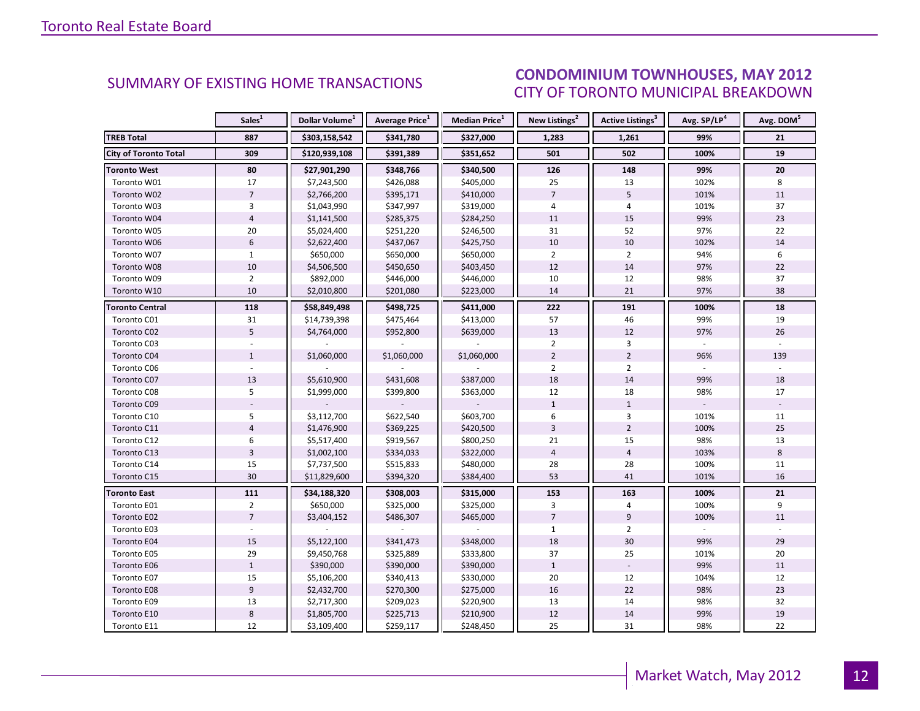## SUMMARY OF EXISTING HOME TRANSACTIONS

## CONDOMINIUM TOWNHOUSES, MAY 2012
### CITY OF TORONTO MUNICIPAL BREAKDOWN

| | Sales[1] | Dollar Volume[1] | Average Price[1] | Median Price[1] | New Listings[2] | Active Listings[3] | Avg. SP/LP[4] | Avg. DOM[5] |
|---|---|---|---|---|---|---|---|---|
| **TREB Total** | **887** | **$303,158,542** | **$341,780** | **$327,000** | **1,283** | **1,261** | **99%** | **21** |
| **City of Toronto Total** | **309** | **$120,939,108** | **$391,389** | **$351,652** | **501** | **502** | **100%** | **19** |
| **Toronto West** | **80** | **$27,901,290** | **$348,766** | **$340,500** | **126** | **148** | **99%** | **20** |
| Toronto W01 | 17 | $7,243,500 | $426,088 | $405,000 | 25 | 13 | 102% | 8 |
| Toronto W02 | 7 | $2,766,200 | $395,171 | $410,000 | 7 | 5 | 101% | 11 |
| Toronto W03 | 3 | $1,043,990 | $347,997 | $319,000 | 4 | 4 | 101% | 37 |
| Toronto W04 | 4 | $1,141,500 | $285,375 | $284,250 | 11 | 15 | 99% | 23 |
| Toronto W05 | 20 | $5,024,400 | $251,220 | $246,500 | 31 | 52 | 97% | 22 |
| Toronto W06 | 6 | $2,622,400 | $437,067 | $425,750 | 10 | 10 | 102% | 14 |
| Toronto W07 | 1 | $650,000 | $650,000 | $650,000 | 2 | 2 | 94% | 6 |
| Toronto W08 | 10 | $4,506,500 | $450,650 | $403,450 | 12 | 14 | 97% | 22 |
| Toronto W09 | 2 | $892,000 | $446,000 | $446,000 | 10 | 12 | 98% | 37 |
| Toronto W10 | 10 | $2,010,800 | $201,080 | $223,000 | 14 | 21 | 97% | 38 |
| **Toronto Central** | **118** | **$58,849,498** | **$498,725** | **$411,000** | **222** | **191** | **100%** | **18** |
| Toronto C01 | 31 | $14,739,398 | $475,464 | $413,000 | 57 | 46 | 99% | 19 |
| Toronto C02 | 5 | $4,764,000 | $952,800 | $639,000 | 13 | 12 | 97% | 26 |
| Toronto C03 | - | - | - | - | 2 | 3 | - | - |
| Toronto C04 | 1 | $1,060,000 | $1,060,000 | $1,060,000 | 2 | 2 | 96% | 139 |
| Toronto C06 | - | - | - | - | 2 | 2 | - | - |
| Toronto C07 | 13 | $5,610,900 | $431,608 | $387,000 | 18 | 14 | 99% | 18 |
| Toronto C08 | 5 | $1,999,000 | $399,800 | $363,000 | 12 | 18 | 98% | 17 |
| Toronto C09 | - | - | - | - | 1 | 1 | - | - |
| Toronto C10 | 5 | $3,112,700 | $622,540 | $603,700 | 6 | 3 | 101% | 11 |
| Toronto C11 | 4 | $1,476,900 | $369,225 | $420,500 | 3 | 2 | 100% | 25 |
| Toronto C12 | 6 | $5,517,400 | $919,567 | $800,250 | 21 | 15 | 98% | 13 |
| Toronto C13 | 3 | $1,002,100 | $334,033 | $322,000 | 4 | 4 | 103% | 8 |
| Toronto C14 | 15 | $7,737,500 | $515,833 | $480,000 | 28 | 28 | 100% | 11 |
| Toronto C15 | 30 | $11,829,600 | $394,320 | $384,400 | 53 | 41 | 101% | 16 |
| **Toronto East** | **111** | **$34,188,320** | **$308,003** | **$315,000** | **153** | **163** | **100%** | **21** |
| Toronto E01 | 2 | $650,000 | $325,000 | $325,000 | 3 | 4 | 100% | 9 |
| Toronto E02 | 7 | $3,404,152 | $486,307 | $465,000 | 7 | 9 | 100% | 11 |
| Toronto E03 | - | - | - | - | 1 | 2 | - | - |
| Toronto E04 | 15 | $5,122,100 | $341,473 | $348,000 | 18 | 30 | 99% | 29 |
| Toronto E05 | 29 | $9,450,768 | $325,889 | $333,800 | 37 | 25 | 101% | 20 |
| Toronto E06 | 1 | $390,000 | $390,000 | $390,000 | 1 | - | 99% | 11 |
| Toronto E07 | 15 | $5,106,200 | $340,413 | $330,000 | 20 | 12 | 104% | 12 |
| Toronto E08 | 9 | $2,432,700 | $270,300 | $275,000 | 16 | 22 | 98% | 23 |
| Toronto E09 | 13 | $2,717,300 | $209,023 | $220,900 | 13 | 14 | 98% | 32 |
| Toronto E10 | 8 | $1,805,700 | $225,713 | $210,900 | 12 | 14 | 99% | 19 |
| Toronto E11 | 12 | $3,109,400 | $259,117 | $248,450 | 25 | 31 | 98% | 22 |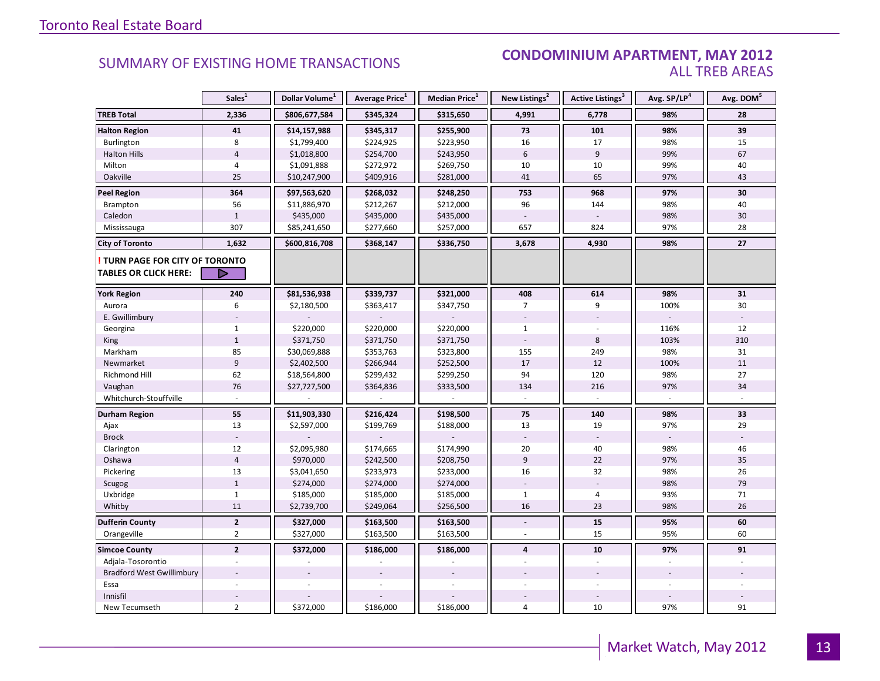## SUMMARY OF EXISTING HOME TRANSACTIONS

## CONDOMINIUM APARTMENT, MAY 2012
### ALL TREB AREAS

| | Sales[1] | Dollar Volume[1] | Average Price[1] | Median Price[1] | New Listings[2] | Active Listings[3] | Avg. SP/LP[4] | Avg. DOM[5] |
|---|---|---|---|---|---|---|---|---|
| **TREB Total** | **2,336** | **$806,677,584** | **$345,324** | **$315,650** | **4,991** | **6,778** | **98%** | **28** |
| **Halton Region** | **41** | **$14,157,988** | **$345,317** | **$255,900** | **73** | **101** | **98%** | **39** |
| Burlington | 8 | $1,799,400 | $224,925 | $223,950 | 16 | 17 | 98% | 15 |
| Halton Hills | 4 | $1,018,800 | $254,700 | $243,950 | 6 | 9 | 99% | 67 |
| Milton | 4 | $1,091,888 | $272,972 | $269,750 | 10 | 10 | 99% | 40 |
| Oakville | 25 | $10,247,900 | $409,916 | $281,000 | 41 | 65 | 97% | 43 |
| **Peel Region** | **364** | **$97,563,620** | **$268,032** | **$248,250** | **753** | **968** | **97%** | **30** |
| Brampton | 56 | $11,886,970 | $212,267 | $212,000 | 96 | 144 | 98% | 40 |
| Caledon | 1 | $435,000 | $435,000 | $435,000 | - | - | 98% | 30 |
| Mississauga | 307 | $85,241,650 | $277,660 | $257,000 | 657 | 824 | 97% | 28 |
| **City of Toronto** | **1,632** | **$600,816,708** | **$368,147** | **$336,750** | **3,678** | **4,930** | **98%** | **27** |
| **! TURN PAGE FOR CITY OF TORONTO TABLES OR CLICK HERE:** | | | | | | | | |
| **York Region** | **240** | **$81,536,938** | **$339,737** | **$321,000** | **408** | **614** | **98%** | **31** |
| Aurora | 6 | $2,180,500 | $363,417 | $347,750 | 7 | 9 | 100% | 30 |
| E. Gwillimbury | - | - | - | - | - | - | - | - |
| Georgina | 1 | $220,000 | $220,000 | $220,000 | 1 | - | 116% | 12 |
| King | 1 | $371,750 | $371,750 | $371,750 | - | 8 | 103% | 310 |
| Markham | 85 | $30,069,888 | $353,763 | $323,800 | 155 | 249 | 98% | 31 |
| Newmarket | 9 | $2,402,500 | $266,944 | $252,500 | 17 | 12 | 100% | 11 |
| Richmond Hill | 62 | $18,564,800 | $299,432 | $299,250 | 94 | 120 | 98% | 27 |
| Vaughan | 76 | $27,727,500 | $364,836 | $333,500 | 134 | 216 | 97% | 34 |
| Whitchurch-Stouffville | - | - | - | - | - | - | - | - |
| **Durham Region** | **55** | **$11,903,330** | **$216,424** | **$198,500** | **75** | **140** | **98%** | **33** |
| Ajax | 13 | $2,597,000 | $199,769 | $188,000 | 13 | 19 | 97% | 29 |
| Brock | - | - | - | - | - | - | - | - |
| Clarington | 12 | $2,095,980 | $174,665 | $174,990 | 20 | 40 | 98% | 46 |
| Oshawa | 4 | $970,000 | $242,500 | $208,750 | 9 | 22 | 97% | 35 |
| Pickering | 13 | $3,041,650 | $233,973 | $233,000 | 16 | 32 | 98% | 26 |
| Scugog | 1 | $274,000 | $274,000 | $274,000 | - | - | 98% | 79 |
| Uxbridge | 1 | $185,000 | $185,000 | $185,000 | 1 | 4 | 93% | 71 |
| Whitby | 11 | $2,739,700 | $249,064 | $256,500 | 16 | 23 | 98% | 26 |
| **Dufferin County** | **2** | **$327,000** | **$163,500** | **$163,500** | **-** | **15** | **95%** | **60** |
| Orangeville | 2 | $327,000 | $163,500 | $163,500 | - | 15 | 95% | 60 |
| **Simcoe County** | **2** | **$372,000** | **$186,000** | **$186,000** | **4** | **10** | **97%** | **91** |
| Adjala-Tosorontio | - | - | - | - | - | - | - | - |
| Bradford West Gwillimbury | - | - | - | - | - | - | - | - |
| Essa | - | - | - | - | - | - | - | - |
| Innisfil | - | - | - | - | - | - | - | - |
| New Tecumseth | 2 | $372,000 | $186,000 | $186,000 | 4 | 10 | 97% | 91 |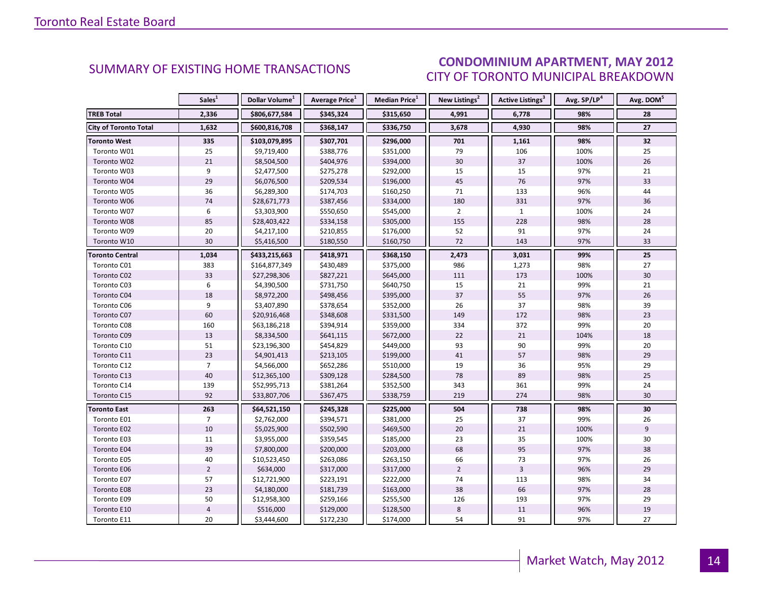## SUMMARY OF EXISTING HOME TRANSACTIONS

## CONDOMINIUM APARTMENT, MAY 2012
### CITY OF TORONTO MUNICIPAL BREAKDOWN

| | Sales[1] | Dollar Volume[1] | Average Price[1] | Median Price[1] | New Listings[2] | Active Listings[3] | Avg. SP/LP[4] | Avg. DOM[5] |
|---|---|---|---|---|---|---|---|---|
| **TREB Total** | **2,336** | **$806,677,584** | **$345,324** | **$315,650** | **4,991** | **6,778** | **98%** | **28** |
| **City of Toronto Total** | **1,632** | **$600,816,708** | **$368,147** | **$336,750** | **3,678** | **4,930** | **98%** | **27** |
| **Toronto West** | **335** | **$103,079,895** | **$307,701** | **$296,000** | **701** | **1,161** | **98%** | **32** |
| Toronto W01 | 25 | $9,719,400 | $388,776 | $351,000 | 79 | 106 | 100% | 25 |
| Toronto W02 | 21 | $8,504,500 | $404,976 | $394,000 | 30 | 37 | 100% | 26 |
| Toronto W03 | 9 | $2,477,500 | $275,278 | $292,000 | 15 | 15 | 97% | 21 |
| Toronto W04 | 29 | $6,076,500 | $209,534 | $196,000 | 45 | 76 | 97% | 33 |
| Toronto W05 | 36 | $6,289,300 | $174,703 | $160,250 | 71 | 133 | 96% | 44 |
| Toronto W06 | 74 | $28,671,773 | $387,456 | $334,000 | 180 | 331 | 97% | 36 |
| Toronto W07 | 6 | $3,303,900 | $550,650 | $545,000 | 2 | 1 | 100% | 24 |
| Toronto W08 | 85 | $28,403,422 | $334,158 | $305,000 | 155 | 228 | 98% | 28 |
| Toronto W09 | 20 | $4,217,100 | $210,855 | $176,000 | 52 | 91 | 97% | 24 |
| Toronto W10 | 30 | $5,416,500 | $180,550 | $160,750 | 72 | 143 | 97% | 33 |
| **Toronto Central** | **1,034** | **$433,215,663** | **$418,971** | **$368,150** | **2,473** | **3,031** | **99%** | **25** |
| Toronto C01 | 383 | $164,877,349 | $430,489 | $375,000 | 986 | 1,273 | 98% | 27 |
| Toronto C02 | 33 | $27,298,306 | $827,221 | $645,000 | 111 | 173 | 100% | 30 |
| Toronto C03 | 6 | $4,390,500 | $731,750 | $640,750 | 15 | 21 | 99% | 21 |
| Toronto C04 | 18 | $8,972,200 | $498,456 | $395,000 | 37 | 55 | 97% | 26 |
| Toronto C06 | 9 | $3,407,890 | $378,654 | $352,000 | 26 | 37 | 98% | 39 |
| Toronto C07 | 60 | $20,916,468 | $348,608 | $331,500 | 149 | 172 | 98% | 23 |
| Toronto C08 | 160 | $63,186,218 | $394,914 | $359,000 | 334 | 372 | 99% | 20 |
| Toronto C09 | 13 | $8,334,500 | $641,115 | $672,000 | 22 | 21 | 104% | 18 |
| Toronto C10 | 51 | $23,196,300 | $454,829 | $449,000 | 93 | 90 | 99% | 20 |
| Toronto C11 | 23 | $4,901,413 | $213,105 | $199,000 | 41 | 57 | 98% | 29 |
| Toronto C12 | 7 | $4,566,000 | $652,286 | $510,000 | 19 | 36 | 95% | 29 |
| Toronto C13 | 40 | $12,365,100 | $309,128 | $284,500 | 78 | 89 | 98% | 25 |
| Toronto C14 | 139 | $52,995,713 | $381,264 | $352,500 | 343 | 361 | 99% | 24 |
| Toronto C15 | 92 | $33,807,706 | $367,475 | $338,759 | 219 | 274 | 98% | 30 |
| **Toronto East** | **263** | **$64,521,150** | **$245,328** | **$225,000** | **504** | **738** | **98%** | **30** |
| Toronto E01 | 7 | $2,762,000 | $394,571 | $381,000 | 25 | 37 | 99% | 26 |
| Toronto E02 | 10 | $5,025,900 | $502,590 | $469,500 | 20 | 21 | 100% | 9 |
| Toronto E03 | 11 | $3,955,000 | $359,545 | $185,000 | 23 | 35 | 100% | 30 |
| Toronto E04 | 39 | $7,800,000 | $200,000 | $203,000 | 68 | 95 | 97% | 38 |
| Toronto E05 | 40 | $10,523,450 | $263,086 | $263,150 | 66 | 73 | 97% | 26 |
| Toronto E06 | 2 | $634,000 | $317,000 | $317,000 | 2 | 3 | 96% | 29 |
| Toronto E07 | 57 | $12,721,900 | $223,191 | $222,000 | 74 | 113 | 98% | 34 |
| Toronto E08 | 23 | $4,180,000 | $181,739 | $163,000 | 38 | 66 | 97% | 28 |
| Toronto E09 | 50 | $12,958,300 | $259,166 | $255,500 | 126 | 193 | 97% | 29 |
| Toronto E10 | 4 | $516,000 | $129,000 | $128,500 | 8 | 11 | 96% | 19 |
| Toronto E11 | 20 | $3,444,600 | $172,230 | $174,000 | 54 | 91 | 97% | 27 |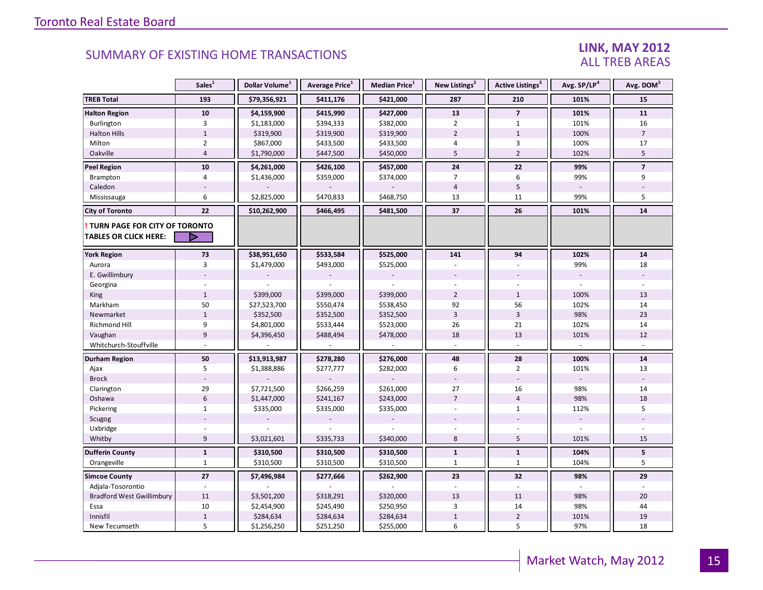## SUMMARY OF EXISTING HOME TRANSACTIONS

### LINK, MAY 2012
### ALL TREB AREAS

| | Sales[1] | Dollar Volume[1] | Average Price[1] | Median Price[1] | New Listings[2] | Active Listings[3] | Avg. SP/LP[4] | Avg. DOM[5] |
|---|---|---|---|---|---|---|---|---|
| **TREB Total** | **193** | **$79,356,921** | **$411,176** | **$421,000** | **287** | **210** | **101%** | **15** |
| **Halton Region** | **10** | **$4,159,900** | **$415,990** | **$427,000** | **13** | **7** | **101%** | **11** |
| Burlington | 3 | $1,183,000 | $394,333 | $382,000 | 2 | 1 | 101% | 16 |
| Halton Hills | 1 | $319,900 | $319,900 | $319,900 | 2 | 1 | 100% | 7 |
| Milton | 2 | $867,000 | $433,500 | $433,500 | 4 | 3 | 100% | 17 |
| Oakville | 4 | $1,790,000 | $447,500 | $450,000 | 5 | 2 | 102% | 5 |
| **Peel Region** | **10** | **$4,261,000** | **$426,100** | **$457,000** | **24** | **22** | **99%** | **7** |
| Brampton | 4 | $1,436,000 | $359,000 | $374,000 | 7 | 6 | 99% | 9 |
| Caledon | - | - | - | - | 4 | 5 | - | - |
| Mississauga | 6 | $2,825,000 | $470,833 | $468,750 | 13 | 11 | 99% | 5 |
| **City of Toronto** | **22** | **$10,262,900** | **$466,495** | **$481,500** | **37** | **26** | **101%** | **14** |
| **! TURN PAGE FOR CITY OF TORONTO TABLES OR CLICK HERE:** | | | | | | | | |
| **York Region** | **73** | **$38,951,650** | **$533,584** | **$525,000** | **141** | **94** | **102%** | **14** |
| Aurora | 3 | $1,479,000 | $493,000 | $525,000 | - | - | 99% | 18 |
| E. Gwillimbury | - | - | - | - | - | - | - | - |
| Georgina | - | - | - | - | - | - | - | - |
| King | 1 | $399,000 | $399,000 | $399,000 | 2 | 1 | 100% | 13 |
| Markham | 50 | $27,523,700 | $550,474 | $538,450 | 92 | 56 | 102% | 14 |
| Newmarket | 1 | $352,500 | $352,500 | $352,500 | 3 | 3 | 98% | 23 |
| Richmond Hill | 9 | $4,801,000 | $533,444 | $523,000 | 26 | 21 | 102% | 14 |
| Vaughan | 9 | $4,396,450 | $488,494 | $478,000 | 18 | 13 | 101% | 12 |
| Whitchurch-Stouffville | - | - | - | - | - | - | - | - |
| **Durham Region** | **50** | **$13,913,987** | **$278,280** | **$276,000** | **48** | **28** | **100%** | **14** |
| Ajax | 5 | $1,388,886 | $277,777 | $282,000 | 6 | 2 | 101% | 13 |
| Brock | - | - | - | - | - | - | - | - |
| Clarington | 29 | $7,721,500 | $266,259 | $261,000 | 27 | 16 | 98% | 14 |
| Oshawa | 6 | $1,447,000 | $241,167 | $243,000 | 7 | 4 | 98% | 18 |
| Pickering | 1 | $335,000 | $335,000 | $335,000 | - | 1 | 112% | 5 |
| Scugog | - | - | - | - | - | - | - | - |
| Uxbridge | - | - | - | - | - | - | - | - |
| Whitby | 9 | $3,021,601 | $335,733 | $340,000 | 8 | 5 | 101% | 15 |
| **Dufferin County** | **1** | **$310,500** | **$310,500** | **$310,500** | **1** | **1** | **104%** | **5** |
| Orangeville | 1 | $310,500 | $310,500 | $310,500 | 1 | 1 | 104% | 5 |
| **Simcoe County** | **27** | **$7,496,984** | **$277,666** | **$262,900** | **23** | **32** | **98%** | **29** |
| Adjala-Tosorontio | - | - | - | - | - | - | - | - |
| Bradford West Gwillimbury | 11 | $3,501,200 | $318,291 | $320,000 | 13 | 11 | 98% | 20 |
| Essa | 10 | $2,454,900 | $245,490 | $250,950 | 3 | 14 | 98% | 44 |
| Innisfil | 1 | $284,634 | $284,634 | $284,634 | 1 | 2 | 101% | 19 |
| New Tecumseth | 5 | $1,256,250 | $251,250 | $255,000 | 6 | 5 | 97% | 18 |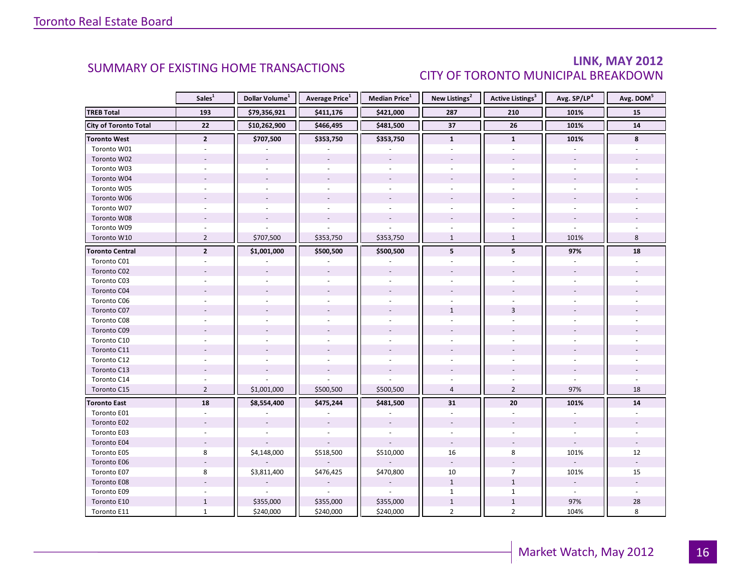## SUMMARY OF EXISTING HOME TRANSACTIONS

## LINK, MAY 2012
### CITY OF TORONTO MUNICIPAL BREAKDOWN

| | Sales[1] | Dollar Volume[1] | Average Price[1] | Median Price[1] | New Listings[2] | Active Listings[3] | Avg. SP/LP[4] | Avg. DOM[5] |
|---|---|---|---|---|---|---|---|---|
| **TREB Total** | **193** | **$79,356,921** | **$411,176** | **$421,000** | **287** | **210** | **101%** | **15** |
| **City of Toronto Total** | **22** | **$10,262,900** | **$466,495** | **$481,500** | **37** | **26** | **101%** | **14** |
| **Toronto West** | **2** | **$707,500** | **$353,750** | **$353,750** | **1** | **1** | **101%** | **8** |
| Toronto W01 | - | - | - | - | - | - | - | - |
| Toronto W02 | - | - | - | - | - | - | - | - |
| Toronto W03 | - | - | - | - | - | - | - | - |
| Toronto W04 | - | - | - | - | - | - | - | - |
| Toronto W05 | - | - | - | - | - | - | - | - |
| Toronto W06 | - | - | - | - | - | - | - | - |
| Toronto W07 | - | - | - | - | - | - | - | - |
| Toronto W08 | - | - | - | - | - | - | - | - |
| Toronto W09 | - | - | - | - | - | - | - | - |
| Toronto W10 | 2 | $707,500 | $353,750 | $353,750 | 1 | 1 | 101% | 8 |
| **Toronto Central** | **2** | **$1,001,000** | **$500,500** | **$500,500** | **5** | **5** | **97%** | **18** |
| Toronto C01 | - | - | - | - | - | - | - | - |
| Toronto C02 | - | - | - | - | - | - | - | - |
| Toronto C03 | - | - | - | - | - | - | - | - |
| Toronto C04 | - | - | - | - | - | - | - | - |
| Toronto C06 | - | - | - | - | - | - | - | - |
| Toronto C07 | - | - | - | - | 1 | 3 | - | - |
| Toronto C08 | - | - | - | - | - | - | - | - |
| Toronto C09 | - | - | - | - | - | - | - | - |
| Toronto C10 | - | - | - | - | - | - | - | - |
| Toronto C11 | - | - | - | - | - | - | - | - |
| Toronto C12 | - | - | - | - | - | - | - | - |
| Toronto C13 | - | - | - | - | - | - | - | - |
| Toronto C14 | - | - | - | - | - | - | - | - |
| Toronto C15 | 2 | $1,001,000 | $500,500 | $500,500 | 4 | 2 | 97% | 18 |
| **Toronto East** | **18** | **$8,554,400** | **$475,244** | **$481,500** | **31** | **20** | **101%** | **14** |
| Toronto E01 | - | - | - | - | - | - | - | - |
| Toronto E02 | - | - | - | - | - | - | - | - |
| Toronto E03 | - | - | - | - | - | - | - | - |
| Toronto E04 | - | - | - | - | - | - | - | - |
| Toronto E05 | 8 | $4,148,000 | $518,500 | $510,000 | 16 | 8 | 101% | 12 |
| Toronto E06 | - | - | - | - | - | - | - | - |
| Toronto E07 | 8 | $3,811,400 | $476,425 | $470,800 | 10 | 7 | 101% | 15 |
| Toronto E08 | - | - | - | - | 1 | 1 | - | - |
| Toronto E09 | - | - | - | - | 1 | 1 | - | - |
| Toronto E10 | 1 | $355,000 | $355,000 | $355,000 | 1 | 1 | 97% | 28 |
| Toronto E11 | 1 | $240,000 | $240,000 | $240,000 | 2 | 2 | 104% | 8 |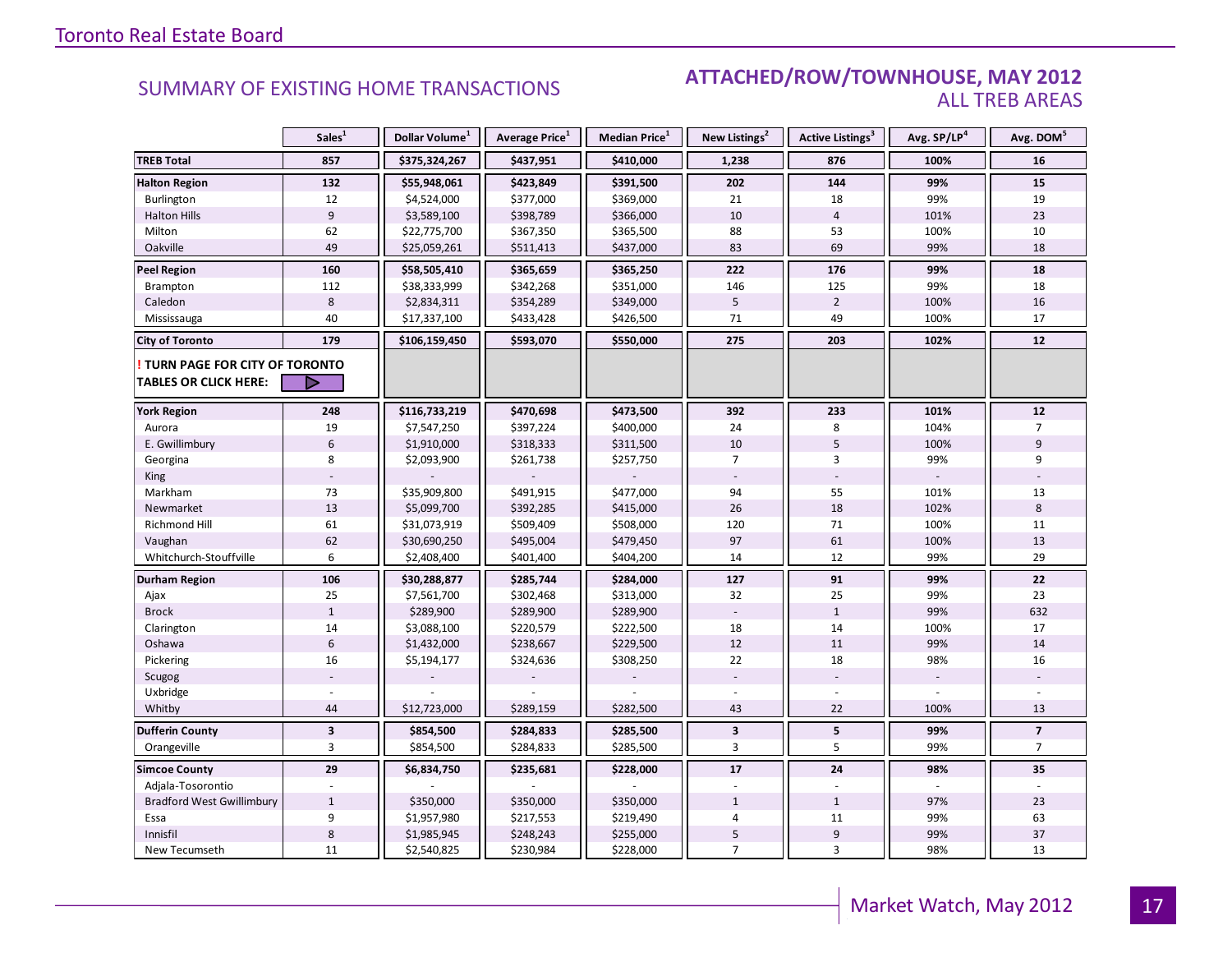## SUMMARY OF EXISTING HOME TRANSACTIONS

## ATTACHED/ROW/TOWNHOUSE, MAY 2012
### ALL TREB AREAS

| | Sales[1] | Dollar Volume[1] | Average Price[1] | Median Price[1] | New Listings[2] | Active Listings[3] | Avg. SP/LP[4] | Avg. DOM[5] |
|---|---|---|---|---|---|---|---|---|
| **TREB Total** | **857** | **$375,324,267** | **$437,951** | **$410,000** | **1,238** | **876** | **100%** | **16** |
| **Halton Region** | **132** | **$55,948,061** | **$423,849** | **$391,500** | **202** | **144** | **99%** | **15** |
| Burlington | 12 | $4,524,000 | $377,000 | $369,000 | 21 | 18 | 99% | 19 |
| Halton Hills | 9 | $3,589,100 | $398,789 | $366,000 | 10 | 4 | 101% | 23 |
| Milton | 62 | $22,775,700 | $367,350 | $365,500 | 88 | 53 | 100% | 10 |
| Oakville | 49 | $25,059,261 | $511,413 | $437,000 | 83 | 69 | 99% | 18 |
| **Peel Region** | **160** | **$58,505,410** | **$365,659** | **$365,250** | **222** | **176** | **99%** | **18** |
| Brampton | 112 | $38,333,999 | $342,268 | $351,000 | 146 | 125 | 99% | 18 |
| Caledon | 8 | $2,834,311 | $354,289 | $349,000 | 5 | 2 | 100% | 16 |
| Mississauga | 40 | $17,337,100 | $433,428 | $426,500 | 71 | 49 | 100% | 17 |
| **City of Toronto** | **179** | **$106,159,450** | **$593,070** | **$550,000** | **275** | **203** | **102%** | **12** |
| **! TURN PAGE FOR CITY OF TORONTO TABLES OR CLICK HERE:** | | | | | | | | |
| **York Region** | **248** | **$116,733,219** | **$470,698** | **$473,500** | **392** | **233** | **101%** | **12** |
| Aurora | 19 | $7,547,250 | $397,224 | $400,000 | 24 | 8 | 104% | 7 |
| E. Gwillimbury | 6 | $1,910,000 | $318,333 | $311,500 | 10 | 5 | 100% | 9 |
| Georgina | 8 | $2,093,900 | $261,738 | $257,750 | 7 | 3 | 99% | 9 |
| King | - | - | - | - | - | - | - | - |
| Markham | 73 | $35,909,800 | $491,915 | $477,000 | 94 | 55 | 101% | 13 |
| Newmarket | 13 | $5,099,700 | $392,285 | $415,000 | 26 | 18 | 102% | 8 |
| Richmond Hill | 61 | $31,073,919 | $509,409 | $508,000 | 120 | 71 | 100% | 11 |
| Vaughan | 62 | $30,690,250 | $495,004 | $479,450 | 97 | 61 | 100% | 13 |
| Whitchurch-Stouffville | 6 | $2,408,400 | $401,400 | $404,200 | 14 | 12 | 99% | 29 |
| **Durham Region** | **106** | **$30,288,877** | **$285,744** | **$284,000** | **127** | **91** | **99%** | **22** |
| Ajax | 25 | $7,561,700 | $302,468 | $313,000 | 32 | 25 | 99% | 23 |
| Brock | 1 | $289,900 | $289,900 | $289,900 | - | 1 | 99% | 632 |
| Clarington | 14 | $3,088,100 | $220,579 | $222,500 | 18 | 14 | 100% | 17 |
| Oshawa | 6 | $1,432,000 | $238,667 | $229,500 | 12 | 11 | 99% | 14 |
| Pickering | 16 | $5,194,177 | $324,636 | $308,250 | 22 | 18 | 98% | 16 |
| Scugog | - | - | - | - | - | - | - | - |
| Uxbridge | - | - | - | - | - | - | - | - |
| Whitby | 44 | $12,723,000 | $289,159 | $282,500 | 43 | 22 | 100% | 13 |
| **Dufferin County** | **3** | **$854,500** | **$284,833** | **$285,500** | **3** | **5** | **99%** | **7** |
| Orangeville | 3 | $854,500 | $284,833 | $285,500 | 3 | 5 | 99% | 7 |
| **Simcoe County** | **29** | **$6,834,750** | **$235,681** | **$228,000** | **17** | **24** | **98%** | **35** |
| Adjala-Tosorontio | - | - | - | - | - | - | - | - |
| Bradford West Gwillimbury | 1 | $350,000 | $350,000 | $350,000 | 1 | 1 | 97% | 23 |
| Essa | 9 | $1,957,980 | $217,553 | $219,490 | 4 | 11 | 99% | 63 |
| Innisfil | 8 | $1,985,945 | $248,243 | $255,000 | 5 | 9 | 99% | 37 |
| New Tecumseth | 11 | $2,540,825 | $230,984 | $228,000 | 7 | 3 | 98% | 13 |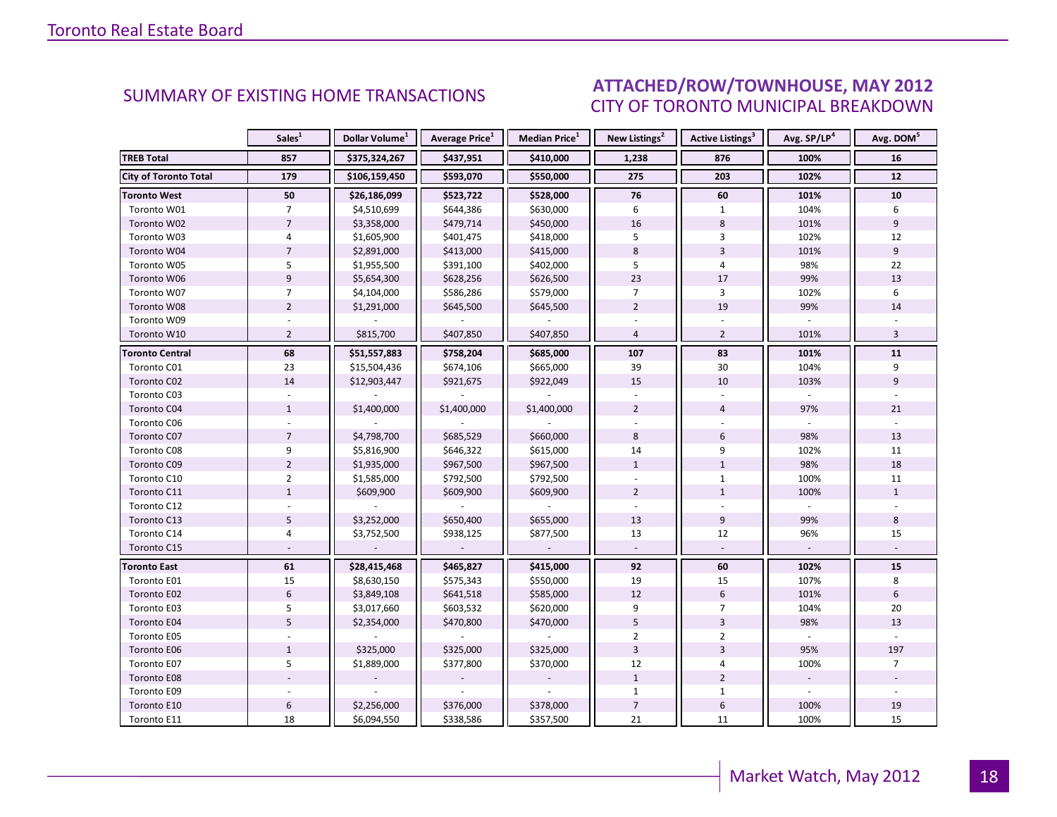## SUMMARY OF EXISTING HOME TRANSACTIONS

## ATTACHED/ROW/TOWNHOUSE, MAY 2012
### CITY OF TORONTO MUNICIPAL BREAKDOWN

| | Sales[1] | Dollar Volume[1] | Average Price[1] | Median Price[1] | New Listings[2] | Active Listings[3] | Avg. SP/LP[4] | Avg. DOM[5] |
|---|---|---|---|---|---|---|---|---|
| **TREB Total** | **857** | **$375,324,267** | **$437,951** | **$410,000** | **1,238** | **876** | **100%** | **16** |
| **City of Toronto Total** | **179** | **$106,159,450** | **$593,070** | **$550,000** | **275** | **203** | **102%** | **12** |
| **Toronto West** | **50** | **$26,186,099** | **$523,722** | **$528,000** | **76** | **60** | **101%** | **10** |
| Toronto W01 | 7 | $4,510,699 | $644,386 | $630,000 | 6 | 1 | 104% | 6 |
| Toronto W02 | 7 | $3,358,000 | $479,714 | $450,000 | 16 | 8 | 101% | 9 |
| Toronto W03 | 4 | $1,605,900 | $401,475 | $418,000 | 5 | 3 | 102% | 12 |
| Toronto W04 | 7 | $2,891,000 | $413,000 | $415,000 | 8 | 3 | 101% | 9 |
| Toronto W05 | 5 | $1,955,500 | $391,100 | $402,000 | 5 | 4 | 98% | 22 |
| Toronto W06 | 9 | $5,654,300 | $628,256 | $626,500 | 23 | 17 | 99% | 13 |
| Toronto W07 | 7 | $4,104,000 | $586,286 | $579,000 | 7 | 3 | 102% | 6 |
| Toronto W08 | 2 | $1,291,000 | $645,500 | $645,500 | 2 | 19 | 99% | 14 |
| Toronto W09 | - | - | - | - | - | - | - | - |
| Toronto W10 | 2 | $815,700 | $407,850 | $407,850 | 4 | 2 | 101% | 3 |
| **Toronto Central** | **68** | **$51,557,883** | **$758,204** | **$685,000** | **107** | **83** | **101%** | **11** |
| Toronto C01 | 23 | $15,504,436 | $674,106 | $665,000 | 39 | 30 | 104% | 9 |
| Toronto C02 | 14 | $12,903,447 | $921,675 | $922,049 | 15 | 10 | 103% | 9 |
| Toronto C03 | - | - | - | - | - | - | - | - |
| Toronto C04 | 1 | $1,400,000 | $1,400,000 | $1,400,000 | 2 | 4 | 97% | 21 |
| Toronto C06 | - | - | - | - | - | - | - | - |
| Toronto C07 | 7 | $4,798,700 | $685,529 | $660,000 | 8 | 6 | 98% | 13 |
| Toronto C08 | 9 | $5,816,900 | $646,322 | $615,000 | 14 | 9 | 102% | 11 |
| Toronto C09 | 2 | $1,935,000 | $967,500 | $967,500 | 1 | 1 | 98% | 18 |
| Toronto C10 | 2 | $1,585,000 | $792,500 | $792,500 | - | 1 | 100% | 11 |
| Toronto C11 | 1 | $609,900 | $609,900 | $609,900 | 2 | 1 | 100% | 1 |
| Toronto C12 | - | - | - | - | - | - | - | - |
| Toronto C13 | 5 | $3,252,000 | $650,400 | $655,000 | 13 | 9 | 99% | 8 |
| Toronto C14 | 4 | $3,752,500 | $938,125 | $877,500 | 13 | 12 | 96% | 15 |
| Toronto C15 | - | - | - | - | - | - | - | - |
| **Toronto East** | **61** | **$28,415,468** | **$465,827** | **$415,000** | **92** | **60** | **102%** | **15** |
| Toronto E01 | 15 | $8,630,150 | $575,343 | $550,000 | 19 | 15 | 107% | 8 |
| Toronto E02 | 6 | $3,849,108 | $641,518 | $585,000 | 12 | 6 | 101% | 6 |
| Toronto E03 | 5 | $3,017,660 | $603,532 | $620,000 | 9 | 7 | 104% | 20 |
| Toronto E04 | 5 | $2,354,000 | $470,800 | $470,000 | 5 | 3 | 98% | 13 |
| Toronto E05 | - | - | - | - | 2 | 2 | - | - |
| Toronto E06 | 1 | $325,000 | $325,000 | $325,000 | 3 | 3 | 95% | 197 |
| Toronto E07 | 5 | $1,889,000 | $377,800 | $370,000 | 12 | 4 | 100% | 7 |
| Toronto E08 | - | - | - | - | 1 | 2 | - | - |
| Toronto E09 | - | - | - | - | 1 | 1 | - | - |
| Toronto E10 | 6 | $2,256,000 | $376,000 | $378,000 | 7 | 6 | 100% | 19 |
| Toronto E11 | 18 | $6,094,550 | $338,586 | $357,500 | 21 | 11 | 100% | 15 |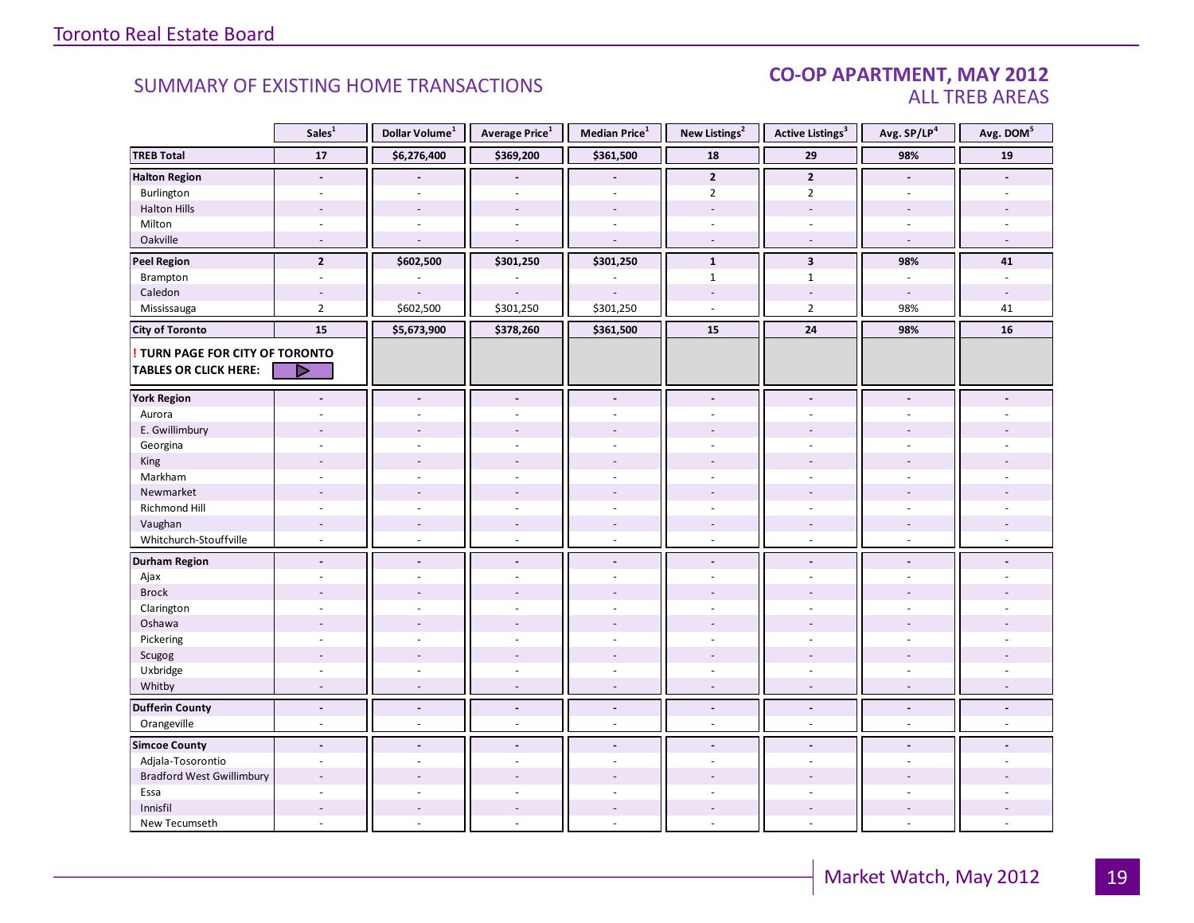## SUMMARY OF EXISTING HOME TRANSACTIONS

## CO-OP APARTMENT, MAY 2012
### ALL TREB AREAS

| | Sales[1] | Dollar Volume[1] | Average Price[1] | Median Price[1] | New Listings[2] | Active Listings[3] | Avg. SP/LP[4] | Avg. DOM[5] |
|---|---|---|---|---|---|---|---|---|
| **TREB Total** | **17** | **$6,276,400** | **$369,200** | **$361,500** | **18** | **29** | **98%** | **19** |
| **Halton Region** | **-** | **-** | **-** | **-** | **2** | **2** | **-** | **-** |
| Burlington | - | - | - | - | 2 | 2 | - | - |
| Halton Hills | - | - | - | - | - | - | - | - |
| Milton | - | - | - | - | - | - | - | - |
| Oakville | - | - | - | - | - | - | - | - |
| **Peel Region** | **2** | **$602,500** | **$301,250** | **$301,250** | **1** | **3** | **98%** | **41** |
| Brampton | - | - | - | - | 1 | 1 | - | - |
| Caledon | - | - | - | - | - | - | - | - |
| Mississauga | 2 | $602,500 | $301,250 | $301,250 | - | 2 | 98% | 41 |
| **City of Toronto** | **15** | **$5,673,900** | **$378,260** | **$361,500** | **15** | **24** | **98%** | **16** |
| **! TURN PAGE FOR CITY OF TORONTO TABLES OR CLICK HERE:** | | | | | | | | |
| **York Region** | **-** | **-** | **-** | **-** | **-** | **-** | **-** | **-** |
| Aurora | - | - | - | - | - | - | - | - |
| E. Gwillimbury | - | - | - | - | - | - | - | - |
| Georgina | - | - | - | - | - | - | - | - |
| King | - | - | - | - | - | - | - | - |
| Markham | - | - | - | - | - | - | - | - |
| Newmarket | - | - | - | - | - | - | - | - |
| Richmond Hill | - | - | - | - | - | - | - | - |
| Vaughan | - | - | - | - | - | - | - | - |
| Whitchurch-Stouffville | - | - | - | - | - | - | - | - |
| **Durham Region** | **-** | **-** | **-** | **-** | **-** | **-** | **-** | **-** |
| Ajax | - | - | - | - | - | - | - | - |
| Brock | - | - | - | - | - | - | - | - |
| Clarington | - | - | - | - | - | - | - | - |
| Oshawa | - | - | - | - | - | - | - | - |
| Pickering | - | - | - | - | - | - | - | - |
| Scugog | - | - | - | - | - | - | - | - |
| Uxbridge | - | - | - | - | - | - | - | - |
| Whitby | - | - | - | - | - | - | - | - |
| **Dufferin County** | **-** | **-** | **-** | **-** | **-** | **-** | **-** | **-** |
| Orangeville | - | - | - | - | - | - | - | - |
| **Simcoe County** | **-** | **-** | **-** | **-** | **-** | **-** | **-** | **-** |
| Adjala-Tosorontio | - | - | - | - | - | - | - | - |
| Bradford West Gwillimbury | - | - | - | - | - | - | - | - |
| Essa | - | - | - | - | - | - | - | - |
| Innisfil | - | - | - | - | - | - | - | - |
| New Tecumseth | - | - | - | - | - | - | - | - |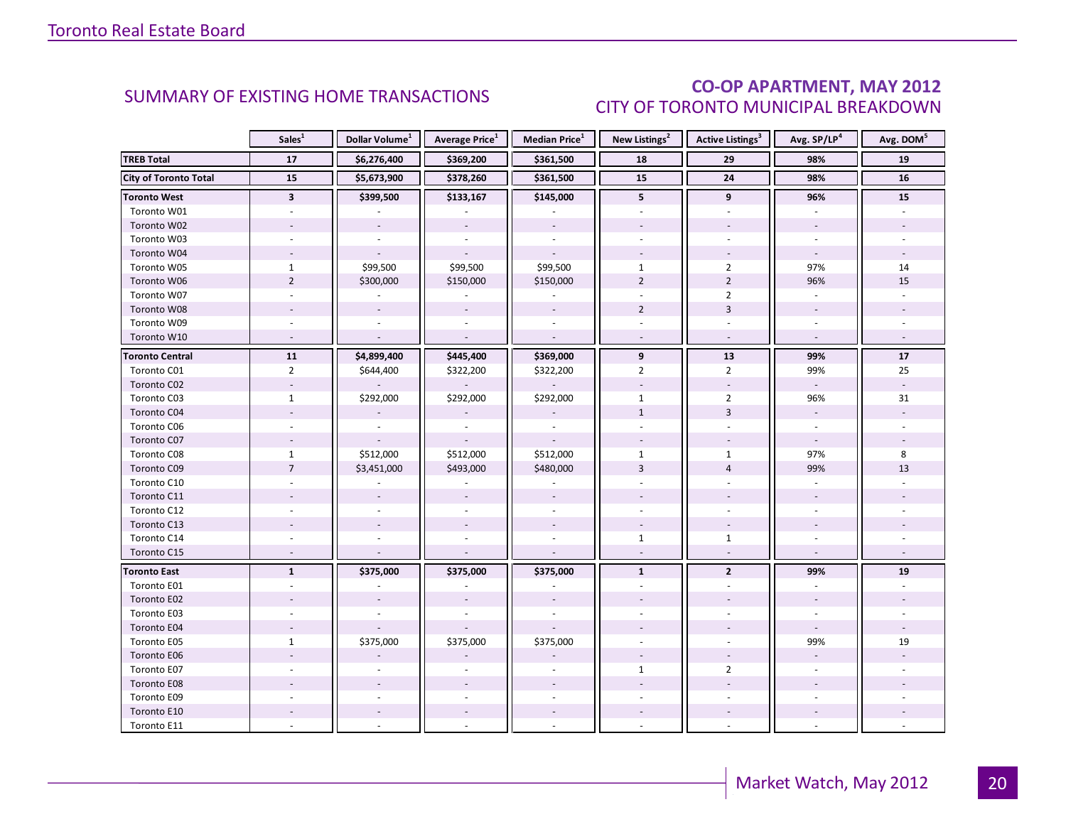## SUMMARY OF EXISTING HOME TRANSACTIONS

## CO-OP APARTMENT, MAY 2012
### CITY OF TORONTO MUNICIPAL BREAKDOWN

| | Sales[1] | Dollar Volume[1] | Average Price[1] | Median Price[1] | New Listings[2] | Active Listings[3] | Avg. SP/LP[4] | Avg. DOM[5] |
|---|---|---|---|---|---|---|---|---|
| **TREB Total** | **17** | **$6,276,400** | **$369,200** | **$361,500** | **18** | **29** | **98%** | **19** |
| **City of Toronto Total** | **15** | **$5,673,900** | **$378,260** | **$361,500** | **15** | **24** | **98%** | **16** |
| **Toronto West** | **3** | **$399,500** | **$133,167** | **$145,000** | **5** | **9** | **96%** | **15** |
| Toronto W01 | - | - | - | - | - | - | - | - |
| Toronto W02 | - | - | - | - | - | - | - | - |
| Toronto W03 | - | - | - | - | - | - | - | - |
| Toronto W04 | - | - | - | - | - | - | - | - |
| Toronto W05 | 1 | $99,500 | $99,500 | $99,500 | 1 | 2 | 97% | 14 |
| Toronto W06 | 2 | $300,000 | $150,000 | $150,000 | 2 | 2 | 96% | 15 |
| Toronto W07 | - | - | - | - | - | 2 | - | - |
| Toronto W08 | - | - | - | - | 2 | 3 | - | - |
| Toronto W09 | - | - | - | - | - | - | - | - |
| Toronto W10 | - | - | - | - | - | - | - | - |
| **Toronto Central** | **11** | **$4,899,400** | **$445,400** | **$369,000** | **9** | **13** | **99%** | **17** |
| Toronto C01 | 2 | $644,400 | $322,200 | $322,200 | 2 | 2 | 99% | 25 |
| Toronto C02 | - | - | - | - | - | - | - | - |
| Toronto C03 | 1 | $292,000 | $292,000 | $292,000 | 1 | 2 | 96% | 31 |
| Toronto C04 | - | - | - | - | 1 | 3 | - | - |
| Toronto C06 | - | - | - | - | - | - | - | - |
| Toronto C07 | - | - | - | - | - | - | - | - |
| Toronto C08 | 1 | $512,000 | $512,000 | $512,000 | 1 | 1 | 97% | 8 |
| Toronto C09 | 7 | $3,451,000 | $493,000 | $480,000 | 3 | 4 | 99% | 13 |
| Toronto C10 | - | - | - | - | - | - | - | - |
| Toronto C11 | - | - | - | - | - | - | - | - |
| Toronto C12 | - | - | - | - | - | - | - | - |
| Toronto C13 | - | - | - | - | - | - | - | - |
| Toronto C14 | - | - | - | - | 1 | 1 | - | - |
| Toronto C15 | - | - | - | - | - | - | - | - |
| **Toronto East** | **1** | **$375,000** | **$375,000** | **$375,000** | **1** | **2** | **99%** | **19** |
| Toronto E01 | - | - | - | - | - | - | - | - |
| Toronto E02 | - | - | - | - | - | - | - | - |
| Toronto E03 | - | - | - | - | - | - | - | - |
| Toronto E04 | - | - | - | - | - | - | - | - |
| Toronto E05 | 1 | $375,000 | $375,000 | $375,000 | - | - | 99% | 19 |
| Toronto E06 | - | - | - | - | - | - | - | - |
| Toronto E07 | - | - | - | - | 1 | 2 | - | - |
| Toronto E08 | - | - | - | - | - | - | - | - |
| Toronto E09 | - | - | - | - | - | - | - | - |
| Toronto E10 | - | - | - | - | - | - | - | - |
| Toronto E11 | - | - | - | - | - | - | - | - |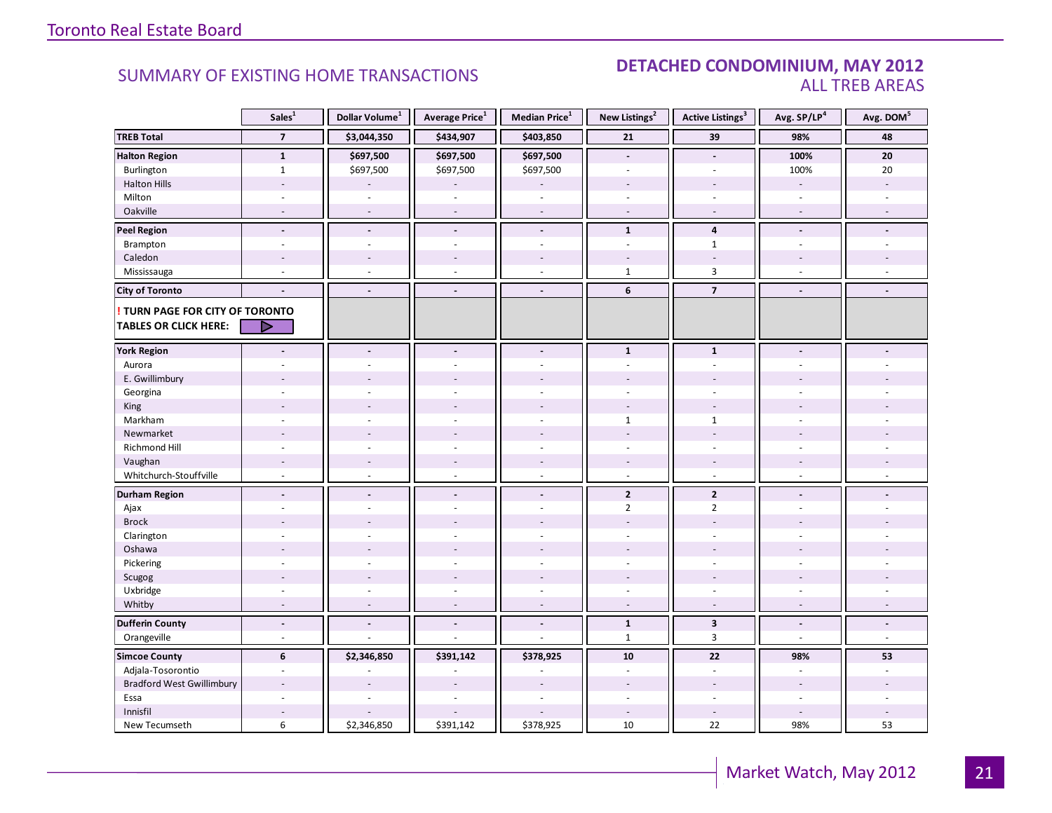Toronto Real Estate Board

## SUMMARY OF EXISTING HOME TRANSACTIONS

## DETACHED CONDOMINIUM, MAY 2012
### ALL TREB AREAS

| | Sales[1] | Dollar Volume[1] | Average Price[1] | Median Price[1] | New Listings[2] | Active Listings[3] | Avg. SP/LP[4] | Avg. DOM[5] |
|---|---|---|---|---|---|---|---|---|
| **TREB Total** | **7** | **$3,044,350** | **$434,907** | **$403,850** | **21** | **39** | **98%** | **48** |
| **Halton Region** | **1** | **$697,500** | **$697,500** | **$697,500** | **-** | **-** | **100%** | **20** |
| Burlington | 1 | $697,500 | $697,500 | $697,500 | - | - | 100% | 20 |
| Halton Hills | - | - | - | - | - | - | - | - |
| Milton | - | - | - | - | - | - | - | - |
| Oakville | - | - | - | - | - | - | - | - |
| **Peel Region** | **-** | **-** | **-** | **-** | **1** | **4** | **-** | **-** |
| Brampton | - | - | - | - | - | 1 | - | - |
| Caledon | - | - | - | - | - | - | - | - |
| Mississauga | - | - | - | - | 1 | 3 | - | - |
| **City of Toronto** | **-** | **-** | **-** | **-** | **6** | **7** | **-** | **-** |
| **! TURN PAGE FOR CITY OF TORONTO TABLES OR CLICK HERE:** | | | | | | | | |
| **York Region** | **-** | **-** | **-** | **-** | **1** | **1** | **-** | **-** |
| Aurora | - | - | - | - | - | - | - | - |
| E. Gwillimbury | - | - | - | - | - | - | - | - |
| Georgina | - | - | - | - | - | - | - | - |
| King | - | - | - | - | - | - | - | - |
| Markham | - | - | - | - | 1 | 1 | - | - |
| Newmarket | - | - | - | - | - | - | - | - |
| Richmond Hill | - | - | - | - | - | - | - | - |
| Vaughan | - | - | - | - | - | - | - | - |
| Whitchurch-Stouffville | - | - | - | - | - | - | - | - |
| **Durham Region** | **-** | **-** | **-** | **-** | **2** | **2** | **-** | **-** |
| Ajax | - | - | - | - | 2 | 2 | - | - |
| Brock | - | - | - | - | - | - | - | - |
| Clarington | - | - | - | - | - | - | - | - |
| Oshawa | - | - | - | - | - | - | - | - |
| Pickering | - | - | - | - | - | - | - | - |
| Scugog | - | - | - | - | - | - | - | - |
| Uxbridge | - | - | - | - | - | - | - | - |
| Whitby | - | - | - | - | - | - | - | - |
| **Dufferin County** | **-** | **-** | **-** | **-** | **1** | **3** | **-** | **-** |
| Orangeville | - | - | - | - | 1 | 3 | - | - |
| **Simcoe County** | **6** | **$2,346,850** | **$391,142** | **$378,925** | **10** | **22** | **98%** | **53** |
| Adjala-Tosorontio | - | - | - | - | - | - | - | - |
| Bradford West Gwillimbury | - | - | - | - | - | - | - | - |
| Essa | - | - | - | - | - | - | - | - |
| Innisfil | - | - | - | - | - | - | - | - |
| New Tecumseth | 6 | $2,346,850 | $391,142 | $378,925 | 10 | 22 | 98% | 53 |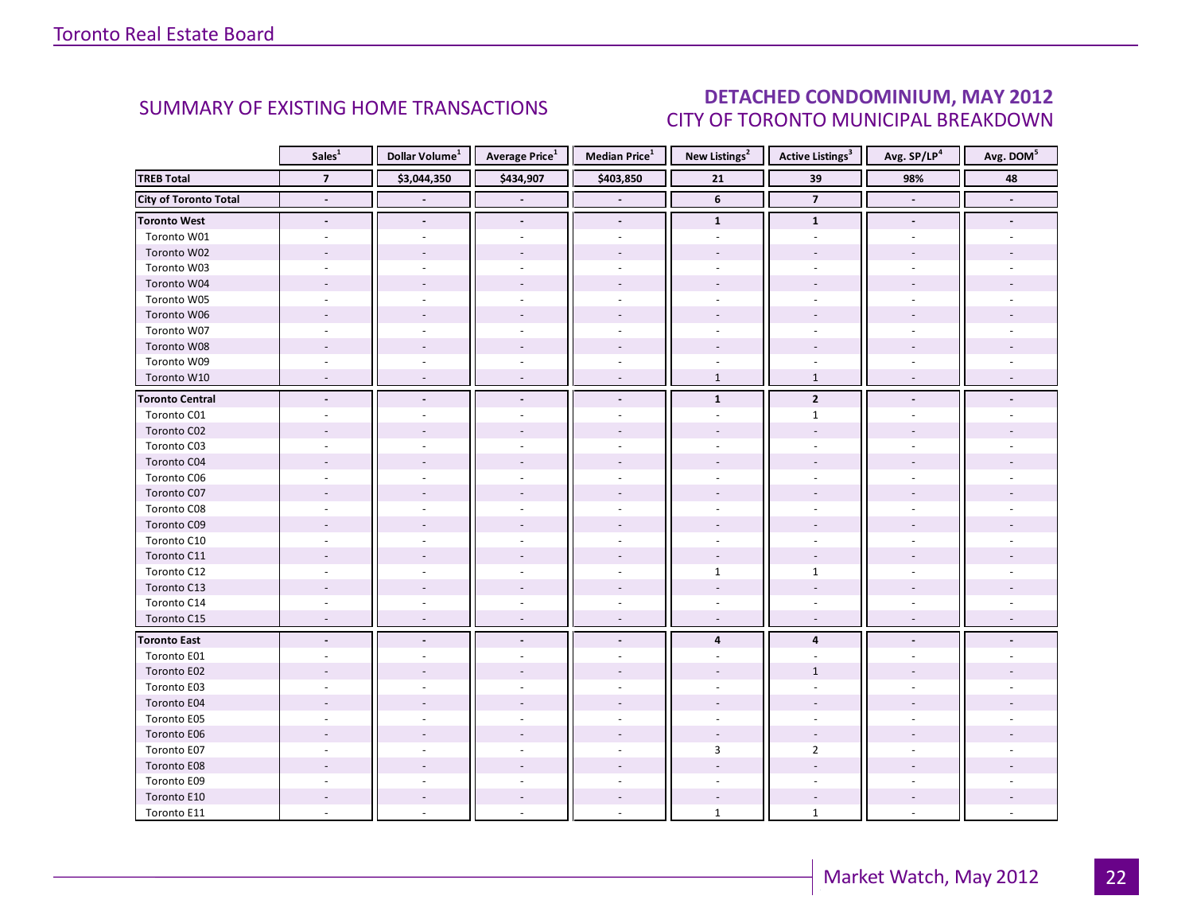## SUMMARY OF EXISTING HOME TRANSACTIONS

## DETACHED CONDOMINIUM, MAY 2012
### CITY OF TORONTO MUNICIPAL BREAKDOWN

| | Sales[1] | Dollar Volume[1] | Average Price[1] | Median Price[1] | New Listings[2] | Active Listings[3] | Avg. SP/LP[4] | Avg. DOM[5] |
|---|---|---|---|---|---|---|---|---|
| **TREB Total** | **7** | **$3,044,350** | **$434,907** | **$403,850** | **21** | **39** | **98%** | **48** |
| **City of Toronto Total** | **-** | **-** | **-** | **-** | **6** | **7** | **-** | **-** |
| **Toronto West** | **-** | **-** | **-** | **-** | **1** | **1** | **-** | **-** |
| Toronto W01 | - | - | - | - | - | - | - | - |
| Toronto W02 | - | - | - | - | - | - | - | - |
| Toronto W03 | - | - | - | - | - | - | - | - |
| Toronto W04 | - | - | - | - | - | - | - | - |
| Toronto W05 | - | - | - | - | - | - | - | - |
| Toronto W06 | - | - | - | - | - | - | - | - |
| Toronto W07 | - | - | - | - | - | - | - | - |
| Toronto W08 | - | - | - | - | - | - | - | - |
| Toronto W09 | - | - | - | - | - | - | - | - |
| Toronto W10 | - | - | - | - | 1 | 1 | - | - |
| **Toronto Central** | **-** | **-** | **-** | **-** | **1** | **2** | **-** | **-** |
| Toronto C01 | - | - | - | - | - | 1 | - | - |
| Toronto C02 | - | - | - | - | - | - | - | - |
| Toronto C03 | - | - | - | - | - | - | - | - |
| Toronto C04 | - | - | - | - | - | - | - | - |
| Toronto C06 | - | - | - | - | - | - | - | - |
| Toronto C07 | - | - | - | - | - | - | - | - |
| Toronto C08 | - | - | - | - | - | - | - | - |
| Toronto C09 | - | - | - | - | - | - | - | - |
| Toronto C10 | - | - | - | - | - | - | - | - |
| Toronto C11 | - | - | - | - | - | - | - | - |
| Toronto C12 | - | - | - | - | 1 | 1 | - | - |
| Toronto C13 | - | - | - | - | - | - | - | - |
| Toronto C14 | - | - | - | - | - | - | - | - |
| Toronto C15 | - | - | - | - | - | - | - | - |
| **Toronto East** | **-** | **-** | **-** | **-** | **4** | **4** | **-** | **-** |
| Toronto E01 | - | - | - | - | - | - | - | - |
| Toronto E02 | - | - | - | - | - | 1 | - | - |
| Toronto E03 | - | - | - | - | - | - | - | - |
| Toronto E04 | - | - | - | - | - | - | - | - |
| Toronto E05 | - | - | - | - | - | - | - | - |
| Toronto E06 | - | - | - | - | - | - | - | - |
| Toronto E07 | - | - | - | - | 3 | 2 | - | - |
| Toronto E08 | - | - | - | - | - | - | - | - |
| Toronto E09 | - | - | - | - | - | - | - | - |
| Toronto E10 | - | - | - | - | - | - | - | - |
| Toronto E11 | - | - | - | - | 1 | 1 | - | - |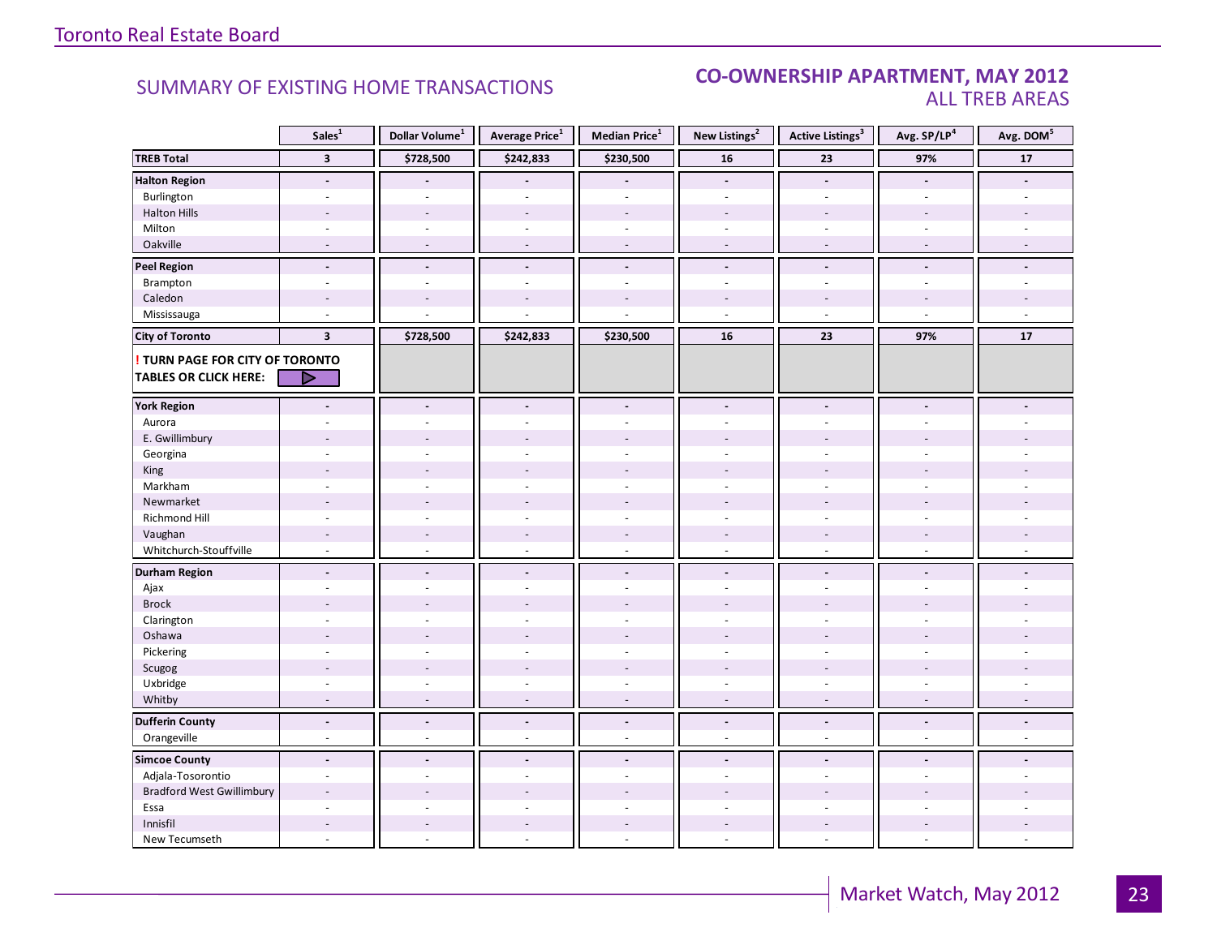Toronto Real Estate Board

## SUMMARY OF EXISTING HOME TRANSACTIONS

## CO-OWNERSHIP APARTMENT, MAY 2012
### ALL TREB AREAS

| | Sales[1] | Dollar Volume[1] | Average Price[1] | Median Price[1] | New Listings[2] | Active Listings[3] | Avg. SP/LP[4] | Avg. DOM[5] |
|---|---|---|---|---|---|---|---|---|
| **TREB Total** | **3** | **$728,500** | **$242,833** | **$230,500** | **16** | **23** | **97%** | **17** |
| **Halton Region** | **-** | **-** | **-** | **-** | **-** | **-** | **-** | **-** |
| Burlington | - | - | - | - | - | - | - | - |
| Halton Hills | - | - | - | - | - | - | - | - |
| Milton | - | - | - | - | - | - | - | - |
| Oakville | - | - | - | - | - | - | - | - |
| **Peel Region** | **-** | **-** | **-** | **-** | **-** | **-** | **-** | **-** |
| Brampton | - | - | - | - | - | - | - | - |
| Caledon | - | - | - | - | - | - | - | - |
| Mississauga | - | - | - | - | - | - | - | - |
| **City of Toronto** | **3** | **$728,500** | **$242,833** | **$230,500** | **16** | **23** | **97%** | **17** |
| **! TURN PAGE FOR CITY OF TORONTO TABLES OR CLICK HERE:** | | | | | | | | |
| **York Region** | **-** | **-** | **-** | **-** | **-** | **-** | **-** | **-** |
| Aurora | - | - | - | - | - | - | - | - |
| E. Gwillimbury | - | - | - | - | - | - | - | - |
| Georgina | - | - | - | - | - | - | - | - |
| King | - | - | - | - | - | - | - | - |
| Markham | - | - | - | - | - | - | - | - |
| Newmarket | - | - | - | - | - | - | - | - |
| Richmond Hill | - | - | - | - | - | - | - | - |
| Vaughan | - | - | - | - | - | - | - | - |
| Whitchurch-Stouffville | - | - | - | - | - | - | - | - |
| **Durham Region** | **-** | **-** | **-** | **-** | **-** | **-** | **-** | **-** |
| Ajax | - | - | - | - | - | - | - | - |
| Brock | - | - | - | - | - | - | - | - |
| Clarington | - | - | - | - | - | - | - | - |
| Oshawa | - | - | - | - | - | - | - | - |
| Pickering | - | - | - | - | - | - | - | - |
| Scugog | - | - | - | - | - | - | - | - |
| Uxbridge | - | - | - | - | - | - | - | - |
| Whitby | - | - | - | - | - | - | - | - |
| **Dufferin County** | **-** | **-** | **-** | **-** | **-** | **-** | **-** | **-** |
| Orangeville | - | - | - | - | - | - | - | - |
| **Simcoe County** | **-** | **-** | **-** | **-** | **-** | **-** | **-** | **-** |
| Adjala-Tosorontio | - | - | - | - | - | - | - | - |
| Bradford West Gwillimbury | - | - | - | - | - | - | - | - |
| Essa | - | - | - | - | - | - | - | - |
| Innisfil | - | - | - | - | - | - | - | - |
| New Tecumseth | - | - | - | - | - | - | - | - |

Market Watch, May 2012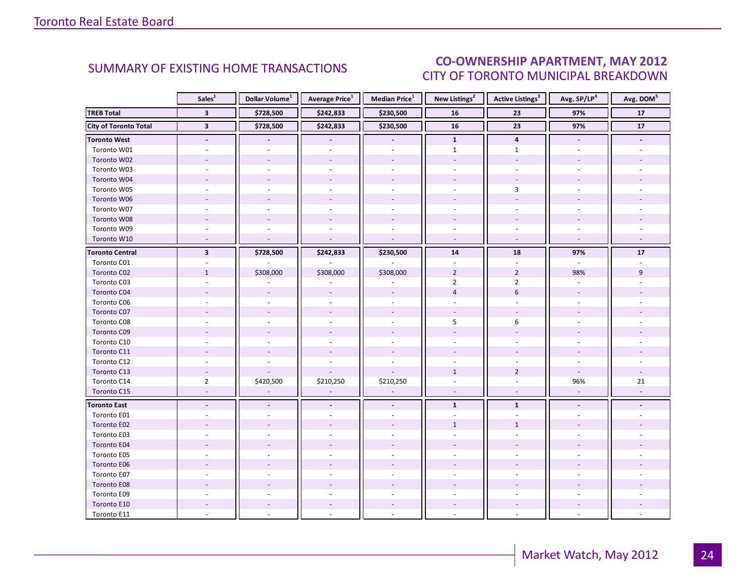## SUMMARY OF EXISTING HOME TRANSACTIONS

## CO-OWNERSHIP APARTMENT, MAY 2012
### CITY OF TORONTO MUNICIPAL BREAKDOWN

| | Sales[1] | Dollar Volume[1] | Average Price[1] | Median Price[1] | New Listings[2] | Active Listings[3] | Avg. SP/LP[4] | Avg. DOM[5] |
|---|---|---|---|---|---|---|---|---|
| **TREB Total** | **3** | **$728,500** | **$242,833** | **$230,500** | **16** | **23** | **97%** | **17** |
| **City of Toronto Total** | **3** | **$728,500** | **$242,833** | **$230,500** | **16** | **23** | **97%** | **17** |
| **Toronto West** | **-** | **-** | **-** | **-** | **1** | **4** | **-** | **-** |
| Toronto W01 | - | - | - | - | 1 | 1 | - | - |
| Toronto W02 | - | - | - | - | - | - | - | - |
| Toronto W03 | - | - | - | - | - | - | - | - |
| Toronto W04 | - | - | - | - | - | - | - | - |
| Toronto W05 | - | - | - | - | - | 3 | - | - |
| Toronto W06 | - | - | - | - | - | - | - | - |
| Toronto W07 | - | - | - | - | - | - | - | - |
| Toronto W08 | - | - | - | - | - | - | - | - |
| Toronto W09 | - | - | - | - | - | - | - | - |
| Toronto W10 | - | - | - | - | - | - | - | - |
| **Toronto Central** | **3** | **$728,500** | **$242,833** | **$230,500** | **14** | **18** | **97%** | **17** |
| Toronto C01 | - | - | - | - | - | - | - | - |
| Toronto C02 | 1 | $308,000 | $308,000 | $308,000 | 2 | 2 | 98% | 9 |
| Toronto C03 | - | - | - | - | 2 | 2 | - | - |
| Toronto C04 | - | - | - | - | 4 | 6 | - | - |
| Toronto C06 | - | - | - | - | - | - | - | - |
| Toronto C07 | - | - | - | - | - | - | - | - |
| Toronto C08 | - | - | - | - | 5 | 6 | - | - |
| Toronto C09 | - | - | - | - | - | - | - | - |
| Toronto C10 | - | - | - | - | - | - | - | - |
| Toronto C11 | - | - | - | - | - | - | - | - |
| Toronto C12 | - | - | - | - | - | - | - | - |
| Toronto C13 | - | - | - | - | 1 | 2 | - | - |
| Toronto C14 | 2 | $420,500 | $210,250 | $210,250 | - | - | 96% | 21 |
| Toronto C15 | - | - | - | - | - | - | - | - |
| **Toronto East** | **-** | **-** | **-** | **-** | **1** | **1** | **-** | **-** |
| Toronto E01 | - | - | - | - | - | - | - | - |
| Toronto E02 | - | - | - | - | 1 | 1 | - | - |
| Toronto E03 | - | - | - | - | - | - | - | - |
| Toronto E04 | - | - | - | - | - | - | - | - |
| Toronto E05 | - | - | - | - | - | - | - | - |
| Toronto E06 | - | - | - | - | - | - | - | - |
| Toronto E07 | - | - | - | - | - | - | - | - |
| Toronto E08 | - | - | - | - | - | - | - | - |
| Toronto E09 | - | - | - | - | - | - | - | - |
| Toronto E10 | - | - | - | - | - | - | - | - |
| Toronto E11 | - | - | - | - | - | - | - | - |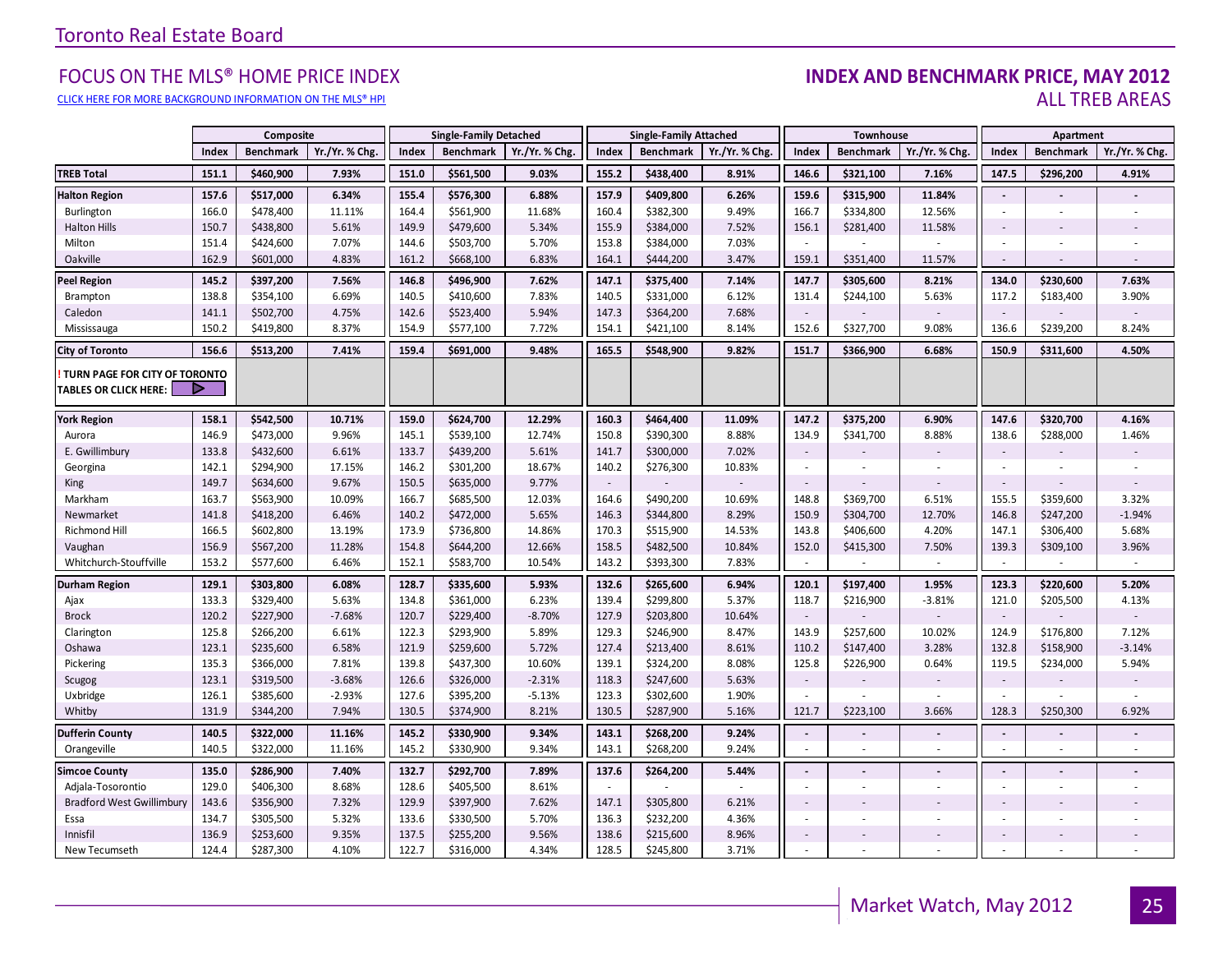Toronto Real Estate Board

## FOCUS ON THE MLS® HOME PRICE INDEX

CLICK HERE FOR MORE BACKGROUND INFORMATION ON THE MLS® HPI

## INDEX AND BENCHMARK PRICE, MAY 2012

### ALL TREB AREAS

| | Composite | | | Single-Family Detached | | | Single-Family Attached | | | Townhouse | | | Apartment | | |
|---|---|---|---|---|---|---|---|---|---|---|---|---|---|---|---|
| | Index | Benchmark | Yr./Yr. % Chg. | Index | Benchmark | Yr./Yr. % Chg. | Index | Benchmark | Yr./Yr. % Chg. | Index | Benchmark | Yr./Yr. % Chg. | Index | Benchmark | Yr./Yr. % Chg. |
| **TREB Total** | **151.1** | **$460,900** | **7.93%** | **151.0** | **$561,500** | **9.03%** | **155.2** | **$438,400** | **8.91%** | **146.6** | **$321,100** | **7.16%** | **147.5** | **$296,200** | **4.91%** |
| **Halton Region** | **157.6** | **$517,000** | **6.34%** | **155.4** | **$576,300** | **6.88%** | **157.9** | **$409,800** | **6.26%** | **159.6** | **$315,900** | **11.84%** | - | - | - |
| Burlington | 166.0 | $478,400 | 11.11% | 164.4 | $561,900 | 11.68% | 160.4 | $382,300 | 9.49% | 166.7 | $334,800 | 12.56% | - | - | - |
| Halton Hills | 150.7 | $438,800 | 5.61% | 149.9 | $479,600 | 5.34% | 155.9 | $384,000 | 7.52% | 156.1 | $281,400 | 11.58% | - | - | - |
| Milton | 151.4 | $424,600 | 7.07% | 144.6 | $503,700 | 5.70% | 153.8 | $384,000 | 7.03% | - | - | - | - | - | - |
| Oakville | 162.9 | $601,000 | 4.83% | 161.2 | $668,100 | 6.83% | 164.1 | $444,200 | 3.47% | 159.1 | $351,400 | 11.57% | - | - | - |
| **Peel Region** | **145.2** | **$397,200** | **7.56%** | **146.8** | **$496,900** | **7.62%** | **147.1** | **$375,400** | **7.14%** | **147.7** | **$305,600** | **8.21%** | **134.0** | **$230,600** | **7.63%** |
| Brampton | 138.8 | $354,100 | 6.69% | 140.5 | $410,600 | 7.83% | 140.5 | $331,000 | 6.12% | 131.4 | $244,100 | 5.63% | 117.2 | $183,400 | 3.90% |
| Caledon | 141.1 | $502,700 | 4.75% | 142.6 | $523,400 | 5.94% | 147.3 | $364,200 | 7.68% | - | - | - | - | - | - |
| Mississauga | 150.2 | $419,800 | 8.37% | 154.9 | $577,100 | 7.72% | 154.1 | $421,100 | 8.14% | 152.6 | $327,700 | 9.08% | 136.6 | $239,200 | 8.24% |
| **City of Toronto** | **156.6** | **$513,200** | **7.41%** | **159.4** | **$691,000** | **9.48%** | **165.5** | **$548,900** | **9.82%** | **151.7** | **$366,900** | **6.68%** | **150.9** | **$311,600** | **4.50%** |
| **! TURN PAGE FOR CITY OF TORONTO TABLES OR CLICK HERE:** | | | | | | | | | | | | | | | |
| **York Region** | **158.1** | **$542,500** | **10.71%** | **159.0** | **$624,700** | **12.29%** | **160.3** | **$464,400** | **11.09%** | **147.2** | **$375,200** | **6.90%** | **147.6** | **$320,700** | **4.16%** |
| Aurora | 146.9 | $473,000 | 9.96% | 145.1 | $539,100 | 12.74% | 150.8 | $390,300 | 8.88% | 134.9 | $341,700 | 8.88% | 138.6 | $288,000 | 1.46% |
| E. Gwillimbury | 133.8 | $432,600 | 6.61% | 133.7 | $439,200 | 5.61% | 141.7 | $300,000 | 7.02% | - | - | - | - | - | - |
| Georgina | 142.1 | $294,900 | 17.15% | 146.2 | $301,200 | 18.67% | 140.2 | $276,300 | 10.83% | - | - | - | - | - | - |
| King | 149.7 | $634,600 | 9.67% | 150.5 | $635,000 | 9.77% | - | - | - | - | - | - | - | - | - |
| Markham | 163.7 | $563,900 | 10.09% | 166.7 | $685,500 | 12.03% | 164.6 | $490,200 | 10.69% | 148.8 | $369,700 | 6.51% | 155.5 | $359,600 | 3.32% |
| Newmarket | 141.8 | $418,200 | 6.46% | 140.2 | $472,000 | 5.65% | 146.3 | $344,800 | 8.29% | 150.9 | $304,700 | 12.70% | 146.8 | $247,200 | -1.94% |
| Richmond Hill | 166.5 | $602,800 | 13.19% | 173.9 | $736,800 | 14.86% | 170.3 | $515,900 | 14.53% | 143.8 | $406,600 | 4.20% | 147.1 | $306,400 | 5.68% |
| Vaughan | 156.9 | $567,200 | 11.28% | 154.8 | $644,200 | 12.66% | 158.5 | $482,500 | 10.84% | 152.0 | $415,300 | 7.50% | 139.3 | $309,100 | 3.96% |
| Whitchurch-Stouffville | 153.2 | $577,600 | 6.46% | 152.1 | $583,700 | 10.54% | 143.2 | $393,300 | 7.83% | - | - | - | - | - | - |
| **Durham Region** | **129.1** | **$303,800** | **6.08%** | **128.7** | **$335,600** | **5.93%** | **132.6** | **$265,600** | **6.94%** | **120.1** | **$197,400** | **1.95%** | **123.3** | **$220,600** | **5.20%** |
| Ajax | 133.3 | $329,400 | 5.63% | 134.8 | $361,000 | 6.23% | 139.4 | $299,800 | 5.37% | 118.7 | $216,900 | -3.81% | 121.0 | $205,500 | 4.13% |
| Brock | 120.2 | $227,900 | -7.68% | 120.7 | $229,400 | -8.70% | 127.9 | $203,800 | 10.64% | - | - | - | - | - | - |
| Clarington | 125.8 | $266,200 | 6.61% | 122.3 | $293,900 | 5.89% | 129.3 | $246,900 | 8.47% | 143.9 | $257,600 | 10.02% | 124.9 | $176,800 | 7.12% |
| Oshawa | 123.1 | $235,600 | 6.58% | 121.9 | $259,600 | 5.72% | 127.4 | $213,400 | 8.61% | 110.2 | $147,400 | 3.28% | 132.8 | $158,900 | -3.14% |
| Pickering | 135.3 | $366,000 | 7.81% | 139.8 | $437,300 | 10.60% | 139.1 | $324,200 | 8.08% | 125.8 | $226,900 | 0.64% | 119.5 | $234,000 | 5.94% |
| Scugog | 123.1 | $319,500 | -3.68% | 126.6 | $326,000 | -2.31% | 118.3 | $247,600 | 5.63% | - | - | - | - | - | - |
| Uxbridge | 126.1 | $385,600 | -2.93% | 127.6 | $395,200 | -5.13% | 123.3 | $302,600 | 1.90% | - | - | - | - | - | - |
| Whitby | 131.9 | $344,200 | 7.94% | 130.5 | $374,900 | 8.21% | 130.5 | $287,900 | 5.16% | 121.7 | $223,100 | 3.66% | 128.3 | $250,300 | 6.92% |
| **Dufferin County** | **140.5** | **$322,000** | **11.16%** | **145.2** | **$330,900** | **9.34%** | **143.1** | **$268,200** | **9.24%** | - | - | - | - | - | - |
| Orangeville | 140.5 | $322,000 | 11.16% | 145.2 | $330,900 | 9.34% | 143.1 | $268,200 | 9.24% | - | - | - | - | - | - |
| **Simcoe County** | **135.0** | **$286,900** | **7.40%** | **132.7** | **$292,700** | **7.89%** | **137.6** | **$264,200** | **5.44%** | - | - | - | - | - | - |
| Adjala-Tosorontio | 129.0 | $406,300 | 8.68% | 128.6 | $405,500 | 8.61% | - | - | - | - | - | - | - | - | - |
| Bradford West Gwillimbury | 143.6 | $356,900 | 7.32% | 129.9 | $397,900 | 7.62% | 147.1 | $305,800 | 6.21% | - | - | - | - | - | - |
| Essa | 134.7 | $305,500 | 5.32% | 133.6 | $330,500 | 5.70% | 136.3 | $232,200 | 4.36% | - | - | - | - | - | - |
| Innisfil | 136.9 | $253,600 | 9.35% | 137.5 | $255,200 | 9.56% | 138.6 | $215,600 | 8.96% | - | - | - | - | - | - |
| New Tecumseth | 124.4 | $287,300 | 4.10% | 122.7 | $316,000 | 4.34% | 128.5 | $245,800 | 3.71% | - | - | - | - | - | - |

Market Watch, May 2012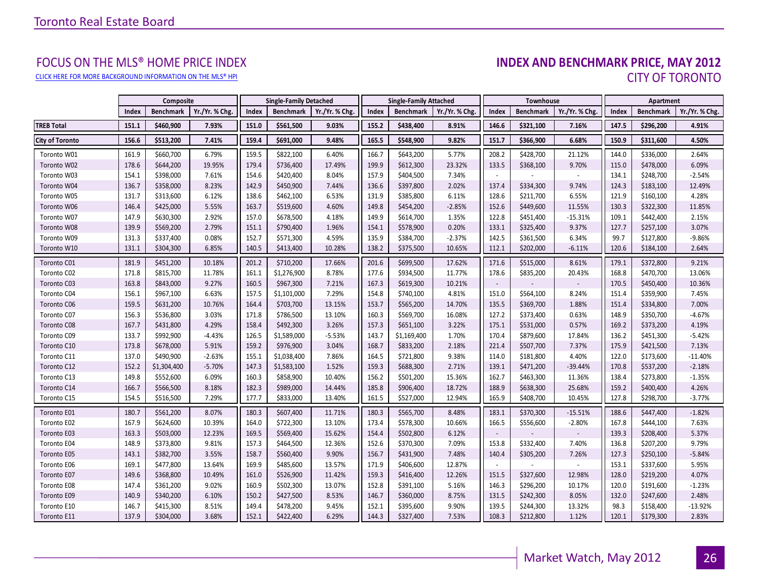Toronto Real Estate Board

## FOCUS ON THE MLS® HOME PRICE INDEX

CLICK HERE FOR MORE BACKGROUND INFORMATION ON THE MLS® HPI

## INDEX AND BENCHMARK PRICE, MAY 2012

### CITY OF TORONTO

| | Composite | | | Single-Family Detached | | | Single-Family Attached | | | Townhouse | | | Apartment | | |
|---|---|---|---|---|---|---|---|---|---|---|---|---|---|---|---|
| | Index | Benchmark | Yr./Yr. % Chg. | Index | Benchmark | Yr./Yr. % Chg. | Index | Benchmark | Yr./Yr. % Chg. | Index | Benchmark | Yr./Yr. % Chg. | Index | Benchmark | Yr./Yr. % Chg. |
| **TREB Total** | **151.1** | **$460,900** | **7.93%** | **151.0** | **$561,500** | **9.03%** | **155.2** | **$438,400** | **8.91%** | **146.6** | **$321,100** | **7.16%** | **147.5** | **$296,200** | **4.91%** |
| **City of Toronto** | **156.6** | **$513,200** | **7.41%** | **159.4** | **$691,000** | **9.48%** | **165.5** | **$548,900** | **9.82%** | **151.7** | **$366,900** | **6.68%** | **150.9** | **$311,600** | **4.50%** |
| Toronto W01 | 161.9 | $660,700 | 6.79% | 159.5 | $822,100 | 6.40% | 166.7 | $643,200 | 5.77% | 208.2 | $428,700 | 21.12% | 144.0 | $336,000 | 2.64% |
| Toronto W02 | 178.6 | $644,200 | 19.95% | 179.4 | $736,400 | 17.49% | 199.9 | $612,300 | 23.32% | 133.5 | $368,100 | 9.70% | 115.0 | $478,000 | 6.09% |
| Toronto W03 | 154.1 | $398,000 | 7.61% | 154.6 | $420,400 | 8.04% | 157.9 | $404,500 | 7.34% | - | - | - | 134.1 | $248,700 | -2.54% |
| Toronto W04 | 136.7 | $358,000 | 8.23% | 142.9 | $450,900 | 7.44% | 136.6 | $397,800 | 2.02% | 137.4 | $334,300 | 9.74% | 124.3 | $183,100 | 12.49% |
| Toronto W05 | 131.7 | $313,600 | 6.12% | 138.6 | $462,100 | 6.53% | 131.9 | $385,800 | 6.11% | 128.6 | $211,700 | 6.55% | 121.9 | $160,100 | 4.28% |
| Toronto W06 | 146.4 | $425,000 | 5.55% | 163.7 | $519,600 | 4.60% | 149.8 | $454,200 | -2.85% | 152.6 | $449,600 | 11.55% | 130.3 | $322,300 | 11.85% |
| Toronto W07 | 147.9 | $630,300 | 2.92% | 157.0 | $678,500 | 4.18% | 149.9 | $614,700 | 1.35% | 122.8 | $451,400 | -15.31% | 109.1 | $442,400 | 2.15% |
| Toronto W08 | 139.9 | $569,200 | 2.79% | 151.1 | $790,400 | 1.96% | 154.1 | $578,900 | 0.20% | 133.1 | $325,400 | 9.37% | 127.7 | $257,100 | 3.07% |
| Toronto W09 | 131.3 | $337,400 | 0.08% | 152.7 | $571,300 | 4.59% | 135.9 | $384,700 | -2.37% | 142.5 | $361,500 | 6.34% | 99.7 | $127,800 | -9.86% |
| Toronto W10 | 131.1 | $304,300 | 6.85% | 140.5 | $413,400 | 10.28% | 138.2 | $375,500 | 10.65% | 112.1 | $202,000 | -6.11% | 120.6 | $184,100 | 2.64% |
| Toronto C01 | 181.9 | $451,200 | 10.18% | 201.2 | $710,200 | 17.66% | 201.6 | $699,500 | 17.62% | 171.6 | $515,000 | 8.61% | 179.1 | $372,800 | 9.21% |
| Toronto C02 | 171.8 | $815,700 | 11.78% | 161.1 | $1,276,900 | 8.78% | 177.6 | $934,500 | 11.77% | 178.6 | $835,200 | 20.43% | 168.8 | $470,700 | 13.06% |
| Toronto C03 | 163.8 | $843,000 | 9.27% | 160.5 | $967,300 | 7.21% | 167.3 | $619,300 | 10.21% | - | - | - | 170.5 | $450,400 | 10.36% |
| Toronto C04 | 156.1 | $967,100 | 6.63% | 157.5 | $1,101,000 | 7.29% | 154.8 | $740,100 | 4.81% | 151.0 | $564,100 | 8.24% | 151.4 | $359,900 | 7.45% |
| Toronto C06 | 159.5 | $631,200 | 10.76% | 164.4 | $703,700 | 13.15% | 153.7 | $565,200 | 14.70% | 135.5 | $369,700 | 1.88% | 151.4 | $334,800 | 7.00% |
| Toronto C07 | 156.3 | $536,800 | 3.03% | 171.8 | $786,500 | 13.10% | 160.3 | $569,700 | 16.08% | 127.2 | $373,400 | 0.63% | 148.9 | $350,700 | -4.67% |
| Toronto C08 | 167.7 | $431,800 | 4.29% | 158.4 | $492,300 | 3.26% | 157.3 | $651,100 | 3.22% | 175.1 | $531,000 | 0.57% | 169.2 | $373,200 | 4.19% |
| Toronto C09 | 133.7 | $992,900 | -4.43% | 126.5 | $1,589,000 | -5.53% | 143.7 | $1,169,400 | 1.70% | 170.4 | $879,600 | 17.84% | 136.2 | $451,300 | -5.42% |
| Toronto C10 | 173.8 | $678,000 | 5.91% | 159.2 | $976,900 | 3.04% | 168.7 | $833,200 | 2.18% | 221.4 | $507,700 | 7.37% | 175.9 | $421,500 | 7.13% |
| Toronto C11 | 137.0 | $490,900 | -2.63% | 155.1 | $1,038,400 | 7.86% | 164.5 | $721,800 | 9.38% | 114.0 | $181,800 | 4.40% | 122.0 | $173,600 | -11.40% |
| Toronto C12 | 152.2 | $1,304,400 | -5.70% | 147.3 | $1,583,100 | 1.52% | 159.3 | $688,300 | 2.71% | 139.1 | $471,200 | -39.44% | 170.8 | $537,200 | -2.18% |
| Toronto C13 | 149.8 | $552,600 | 6.09% | 160.3 | $858,900 | 10.40% | 156.2 | $501,200 | 15.36% | 162.7 | $463,300 | 11.36% | 138.4 | $273,800 | -1.35% |
| Toronto C14 | 166.7 | $566,500 | 8.18% | 182.3 | $989,000 | 14.44% | 185.8 | $906,400 | 18.72% | 188.9 | $638,300 | 25.68% | 159.2 | $400,400 | 4.26% |
| Toronto C15 | 154.5 | $516,500 | 7.29% | 177.7 | $833,000 | 13.40% | 161.5 | $527,000 | 12.94% | 165.9 | $408,700 | 10.45% | 127.8 | $298,700 | -3.77% |
| Toronto E01 | 180.7 | $561,200 | 8.07% | 180.3 | $607,400 | 11.71% | 180.3 | $565,700 | 8.48% | 183.1 | $370,300 | -15.51% | 188.6 | $447,400 | -1.82% |
| Toronto E02 | 167.9 | $624,600 | 10.39% | 164.0 | $722,300 | 13.10% | 173.4 | $578,300 | 10.66% | 166.5 | $556,600 | -2.80% | 167.8 | $444,100 | 7.63% |
| Toronto E03 | 163.3 | $503,000 | 12.23% | 169.5 | $569,400 | 15.62% | 154.4 | $502,800 | 6.12% | - | - | - | 139.3 | $208,400 | 5.37% |
| Toronto E04 | 148.9 | $373,800 | 9.81% | 157.3 | $464,500 | 12.36% | 152.6 | $370,300 | 7.09% | 153.8 | $332,400 | 7.40% | 136.8 | $207,200 | 9.79% |
| Toronto E05 | 143.1 | $382,700 | 3.55% | 158.7 | $560,400 | 9.90% | 156.7 | $431,900 | 7.48% | 140.4 | $305,200 | 7.26% | 127.3 | $250,100 | -5.84% |
| Toronto E06 | 169.1 | $477,800 | 13.64% | 169.9 | $485,600 | 13.57% | 171.9 | $406,600 | 12.87% | - | - | - | 153.1 | $337,600 | 5.95% |
| Toronto E07 | 149.6 | $368,800 | 10.49% | 161.0 | $526,900 | 11.42% | 159.3 | $416,400 | 12.26% | 151.5 | $327,600 | 12.98% | 128.0 | $219,200 | 4.07% |
| Toronto E08 | 147.4 | $361,200 | 9.02% | 160.9 | $502,300 | 13.07% | 152.8 | $391,100 | 5.16% | 146.3 | $296,200 | 10.17% | 120.0 | $191,600 | -1.23% |
| Toronto E09 | 140.9 | $340,200 | 6.10% | 150.2 | $427,500 | 8.53% | 146.7 | $360,000 | 8.75% | 131.5 | $242,300 | 8.05% | 132.0 | $247,600 | 2.48% |
| Toronto E10 | 146.7 | $415,300 | 8.51% | 149.4 | $478,200 | 9.45% | 152.1 | $395,600 | 9.90% | 139.5 | $244,300 | 13.32% | 98.3 | $158,400 | -13.92% |
| Toronto E11 | 137.9 | $304,000 | 3.68% | 152.1 | $422,400 | 6.29% | 144.3 | $327,400 | 7.53% | 108.3 | $212,800 | 1.12% | 120.1 | $179,300 | 2.83% |

Market Watch, May 2012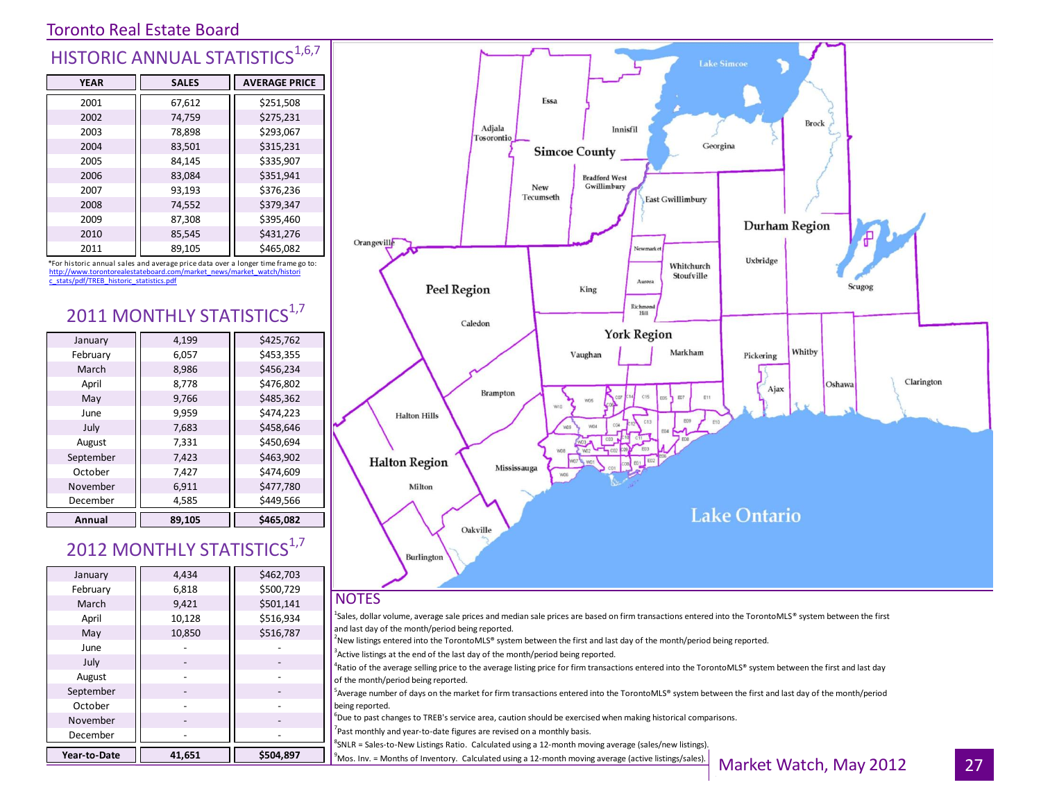## Toronto Real Estate Board

### HISTORIC ANNUAL STATISTICS[1,6,7]

| YEAR | SALES | AVERAGE PRICE |
|---|---|---|
| 2001 | 67,612 | $251,508 |
| 2002 | 74,759 | $275,231 |
| 2003 | 78,898 | $293,067 |
| 2004 | 83,501 | $315,231 |
| 2005 | 84,145 | $335,907 |
| 2006 | 83,084 | $351,941 |
| 2007 | 93,193 | $376,236 |
| 2008 | 74,552 | $379,347 |
| 2009 | 87,308 | $395,460 |
| 2010 | 85,545 | $431,276 |
| 2011 | 89,105 | $465,082 |

*For historic annual sales and average price data over a longer time frame go to: http://www.torontorealestateboard.com/market_news/market_watch/historic_stats/pdf/TREB_historic_statistics.pdf

### 2011 MONTHLY STATISTICS[1,7]

| | | |
|---|---|---|
| January | 4,199 | $425,762 |
| February | 6,057 | $453,355 |
| March | 8,986 | $456,234 |
| April | 8,778 | $476,802 |
| May | 9,766 | $485,362 |
| June | 9,959 | $474,223 |
| July | 7,683 | $458,646 |
| August | 7,331 | $450,694 |
| September | 7,423 | $463,902 |
| October | 7,427 | $474,609 |
| November | 6,911 | $477,780 |
| December | 4,585 | $449,566 |
| **Annual** | **89,105** | **$465,082** |

### 2012 MONTHLY STATISTICS[1,7]

| | | |
|---|---|---|
| January | 4,434 | $462,703 |
| February | 6,818 | $500,729 |
| March | 9,421 | $501,141 |
| April | 10,128 | $516,934 |
| May | 10,850 | $516,787 |
| June | - | - |
| July | - | - |
| August | - | - |
| September | - | - |
| October | - | - |
| November | - | - |
| December | - | - |
| **Year-to-Date** | **41,651** | **$504,897** |

Lake Simcoe
Essa
Adjala Tosorontio
Innisfil
Brock
Simcoe County
Georgina
Bradford West Gwillimbury
New Tecumseth
East Gwillimbury
Durham Region
Orangeville
Newmarket
Whitchurch Stoufville
Uxbridge
Aurora
Peel Region
King
Scugog
Richmond Hill
Caledon
York Region
Vaughan
Markham
Pickering
Whitby
Ajax
Oshawa
Clarington
Brampton
Halton Hills
Halton Region
Mississauga
Milton
Lake Ontario
Oakville
Burlington

## NOTES

[1]Sales, dollar volume, average sale prices and median sale prices are based on firm transactions entered into the TorontoMLS® system between the first and last day of the month/period being reported.

[2]New listings entered into the TorontoMLS® system between the first and last day of the month/period being reported.

[3]Active listings at the end of the last day of the month/period being reported.

[4]Ratio of the average selling price to the average listing price for firm transactions entered into the TorontoMLS® system between the first and last day of the month/period being reported.

[5]Average number of days on the market for firm transactions entered into the TorontoMLS® system between the first and last day of the month/period being reported.

[6]Due to past changes to TREB's service area, caution should be exercised when making historical comparisons.

[7]Past monthly and year-to-date figures are revised on a monthly basis.

[8]SNLR = Sales-to-New Listings Ratio. Calculated using a 12-month moving average (sales/new listings).

[9]Mos. Inv. = Months of Inventory. Calculated using a 12-month moving average (active listings/sales).

Market Watch, May 2012